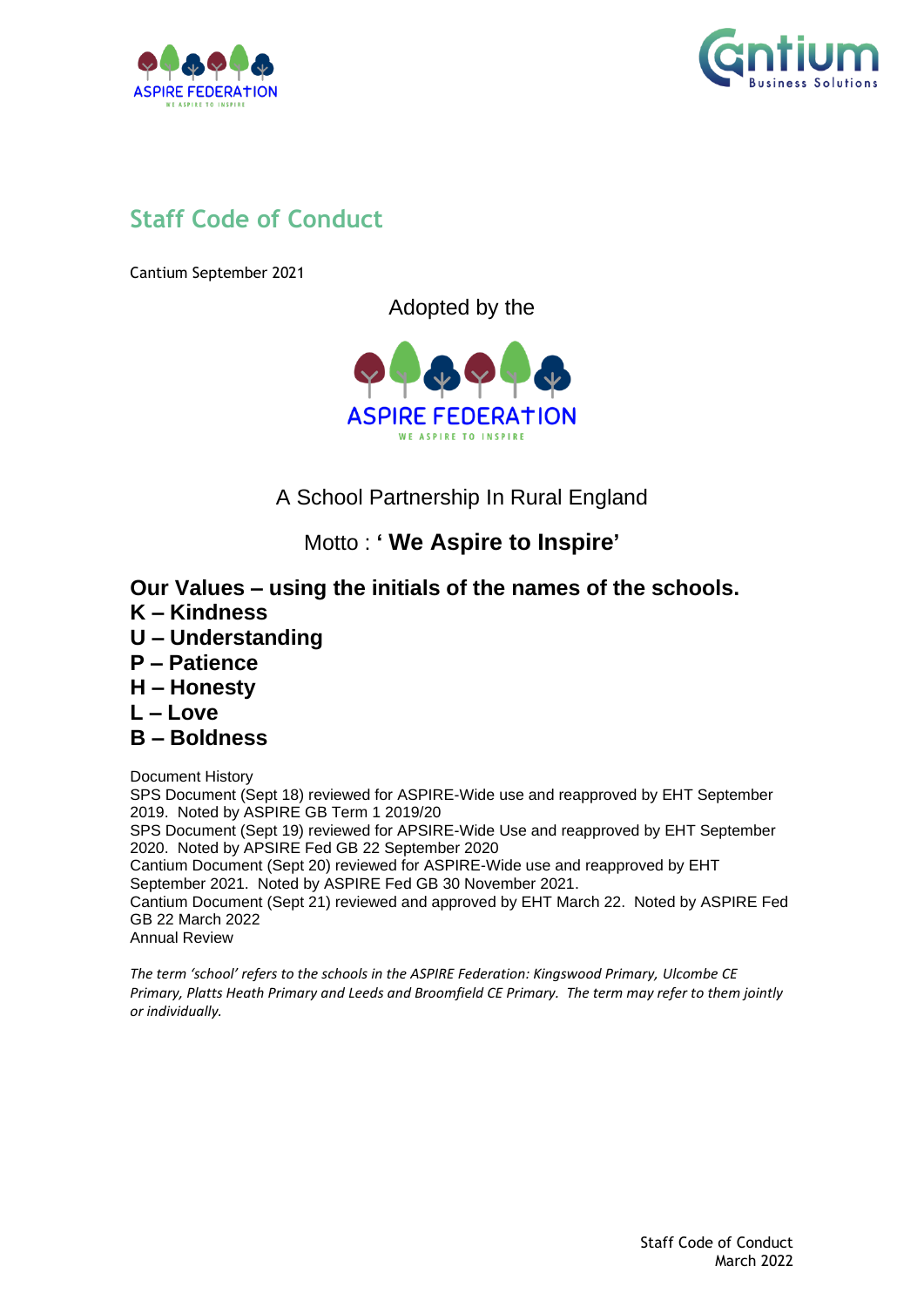# Staff Code of Conduct

Cantium September 2021

Adopted by the

ASPIRE FEDERATION

WE ASPIRE TO INSPIRE

A School Partnership In Rural England

Motto : **' We Aspire to Inspire'**

**Our Values – using the initials of the names of the schools.**

**K – Kindness**
**U – Understanding**
**P – Patience**
**H – Honesty**
**L – Love**
**B – Boldness**

Document History
SPS Document (Sept 18) reviewed for ASPIRE-Wide use and reapproved by EHT September 2019. Noted by ASPIRE GB Term 1 2019/20
SPS Document (Sept 19) reviewed for APSIRE-Wide Use and reapproved by EHT September 2020. Noted by APSIRE Fed GB 22 September 2020
Cantium Document (Sept 20) reviewed for ASPIRE-Wide use and reapproved by EHT September 2021. Noted by ASPIRE Fed GB 30 November 2021.
Cantium Document (Sept 21) reviewed and approved by EHT March 22. Noted by ASPIRE Fed GB 22 March 2022
Annual Review

*The term 'school' refers to the schools in the ASPIRE Federation: Kingswood Primary, Ulcombe CE Primary, Platts Heath Primary and Leeds and Broomfield CE Primary. The term may refer to them jointly or individually.*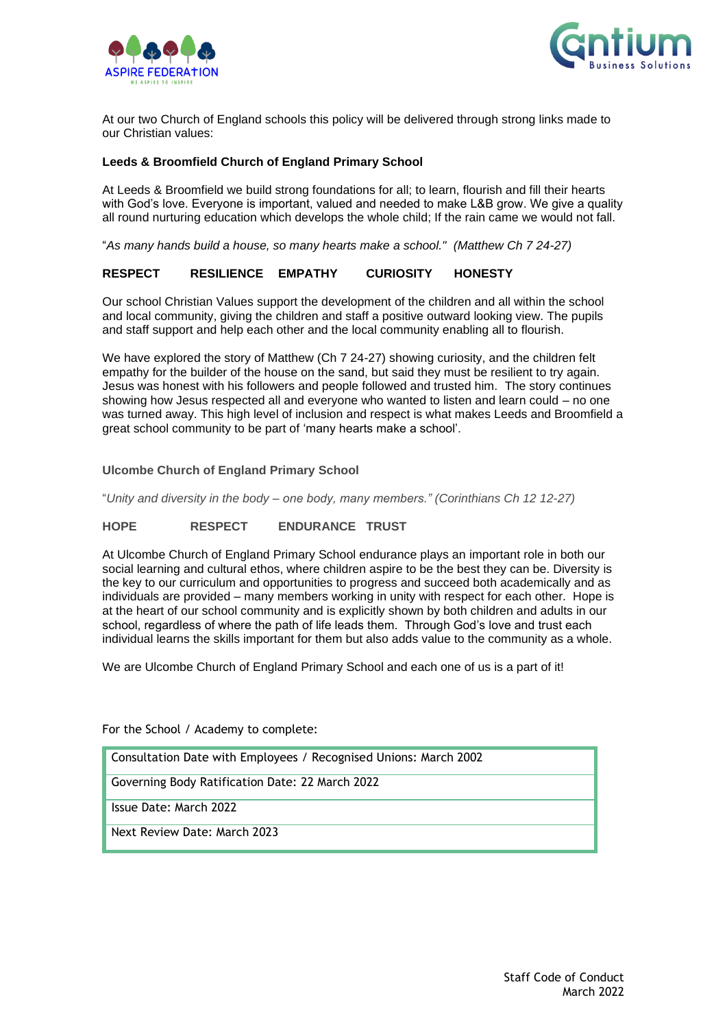At our two Church of England schools this policy will be delivered through strong links made to our Christian values:

**Leeds & Broomfield Church of England Primary School**

At Leeds & Broomfield we build strong foundations for all; to learn, flourish and fill their hearts with God's love. Everyone is important, valued and needed to make L&B grow. We give a quality all round nurturing education which develops the whole child; If the rain came we would not fall.

"*As many hands build a house, so many hearts make a school." (Matthew Ch 7 24-27)*

**RESPECT RESILIENCE EMPATHY CURIOSITY HONESTY**

Our school Christian Values support the development of the children and all within the school and local community, giving the children and staff a positive outward looking view. The pupils and staff support and help each other and the local community enabling all to flourish.

We have explored the story of Matthew (Ch 7 24-27) showing curiosity, and the children felt empathy for the builder of the house on the sand, but said they must be resilient to try again. Jesus was honest with his followers and people followed and trusted him. The story continues showing how Jesus respected all and everyone who wanted to listen and learn could – no one was turned away. This high level of inclusion and respect is what makes Leeds and Broomfield a great school community to be part of 'many hearts make a school'.

**Ulcombe Church of England Primary School**

"*Unity and diversity in the body – one body, many members." (Corinthians Ch 12 12-27)*

**HOPE RESPECT ENDURANCE TRUST**

At Ulcombe Church of England Primary School endurance plays an important role in both our social learning and cultural ethos, where children aspire to be the best they can be. Diversity is the key to our curriculum and opportunities to progress and succeed both academically and as individuals are provided – many members working in unity with respect for each other. Hope is at the heart of our school community and is explicitly shown by both children and adults in our school, regardless of where the path of life leads them. Through God's love and trust each individual learns the skills important for them but also adds value to the community as a whole.

We are Ulcombe Church of England Primary School and each one of us is a part of it!

For the School / Academy to complete:

| |
|---|
| Consultation Date with Employees / Recognised Unions: March 2002 |
| Governing Body Ratification Date: 22 March 2022 |
| Issue Date: March 2022 |
| Next Review Date: March 2023 |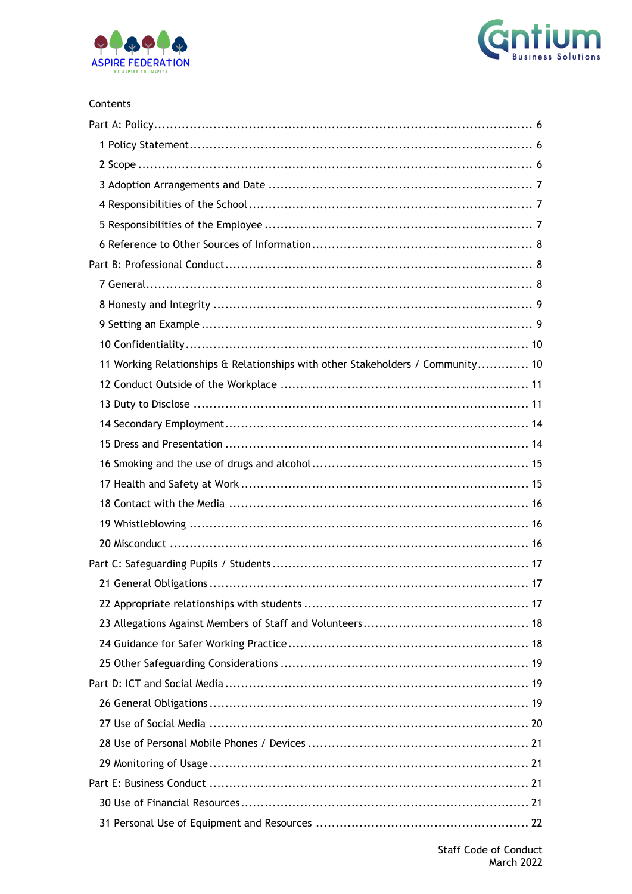Contents

Part A: Policy ..... 6

1 Policy Statement ..... 6

2 Scope ..... 6

3 Adoption Arrangements and Date ..... 7

4 Responsibilities of the School ..... 7

5 Responsibilities of the Employee ..... 7

6 Reference to Other Sources of Information ..... 8

Part B: Professional Conduct ..... 8

7 General ..... 8

8 Honesty and Integrity ..... 9

9 Setting an Example ..... 9

10 Confidentiality ..... 10

11 Working Relationships & Relationships with other Stakeholders / Community ..... 10

12 Conduct Outside of the Workplace ..... 11

13 Duty to Disclose ..... 11

14 Secondary Employment ..... 14

15 Dress and Presentation ..... 14

16 Smoking and the use of drugs and alcohol ..... 15

17 Health and Safety at Work ..... 15

18 Contact with the Media ..... 16

19 Whistleblowing ..... 16

20 Misconduct ..... 16

Part C: Safeguarding Pupils / Students ..... 17

21 General Obligations ..... 17

22 Appropriate relationships with students ..... 17

23 Allegations Against Members of Staff and Volunteers ..... 18

24 Guidance for Safer Working Practice ..... 18

25 Other Safeguarding Considerations ..... 19

Part D: ICT and Social Media ..... 19

26 General Obligations ..... 19

27 Use of Social Media ..... 20

28 Use of Personal Mobile Phones / Devices ..... 21

29 Monitoring of Usage ..... 21

Part E: Business Conduct ..... 21

30 Use of Financial Resources ..... 21

31 Personal Use of Equipment and Resources ..... 22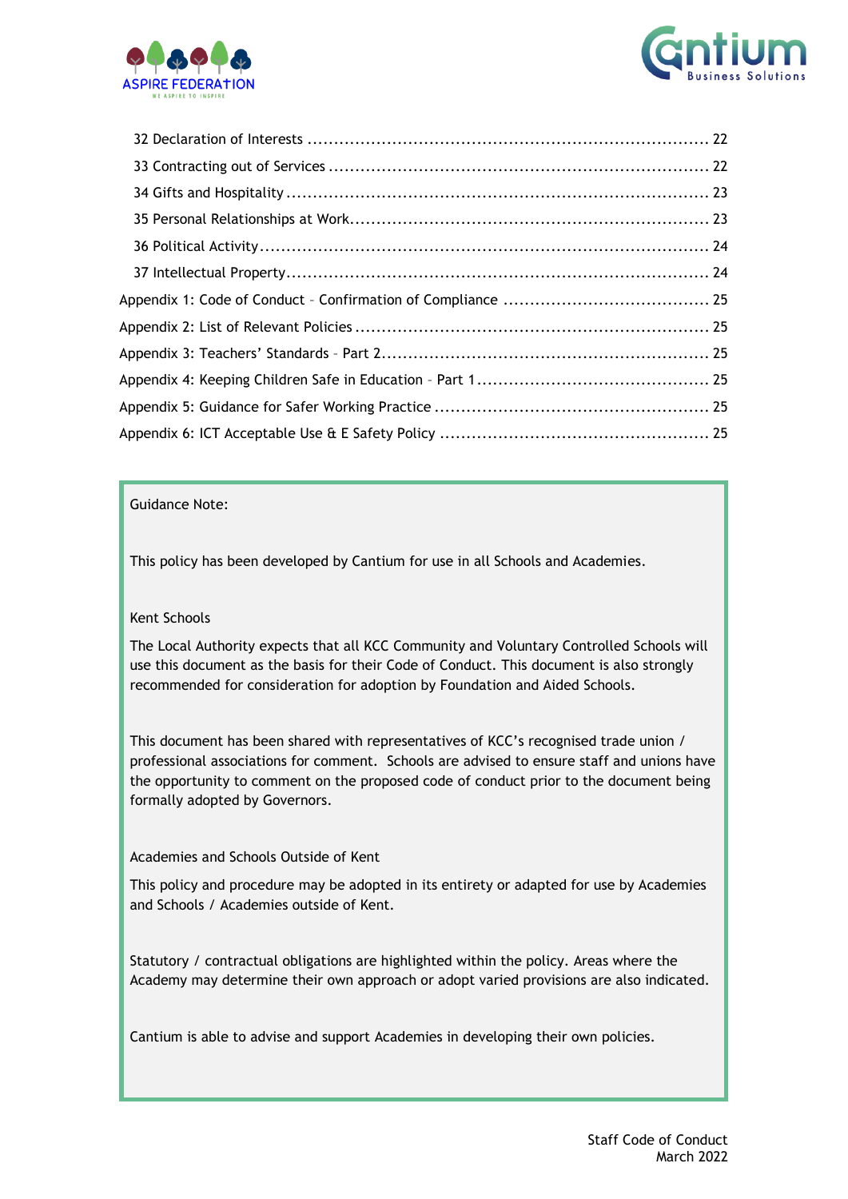32 Declaration of Interests ........................................................................ 22

33 Contracting out of Services ...................................................................... 22

34 Gifts and Hospitality ............................................................................... 23

35 Personal Relationships at Work.................................................................. 23

36 Political Activity..................................................................................... 24

37 Intellectual Property................................................................................ 24

Appendix 1: Code of Conduct – Confirmation of Compliance ...................................... 25

Appendix 2: List of Relevant Policies .................................................................. 25

Appendix 3: Teachers' Standards – Part 2............................................................. 25

Appendix 4: Keeping Children Safe in Education – Part 1 ............................................ 25

Appendix 5: Guidance for Safer Working Practice .................................................... 25

Appendix 6: ICT Acceptable Use & E Safety Policy ................................................... 25

Guidance Note:

This policy has been developed by Cantium for use in all Schools and Academies.

Kent Schools

The Local Authority expects that all KCC Community and Voluntary Controlled Schools will use this document as the basis for their Code of Conduct. This document is also strongly recommended for consideration for adoption by Foundation and Aided Schools.

This document has been shared with representatives of KCC's recognised trade union / professional associations for comment. Schools are advised to ensure staff and unions have the opportunity to comment on the proposed code of conduct prior to the document being formally adopted by Governors.

Academies and Schools Outside of Kent

This policy and procedure may be adopted in its entirety or adapted for use by Academies and Schools / Academies outside of Kent.

Statutory / contractual obligations are highlighted within the policy. Areas where the Academy may determine their own approach or adopt varied provisions are also indicated.

Cantium is able to advise and support Academies in developing their own policies.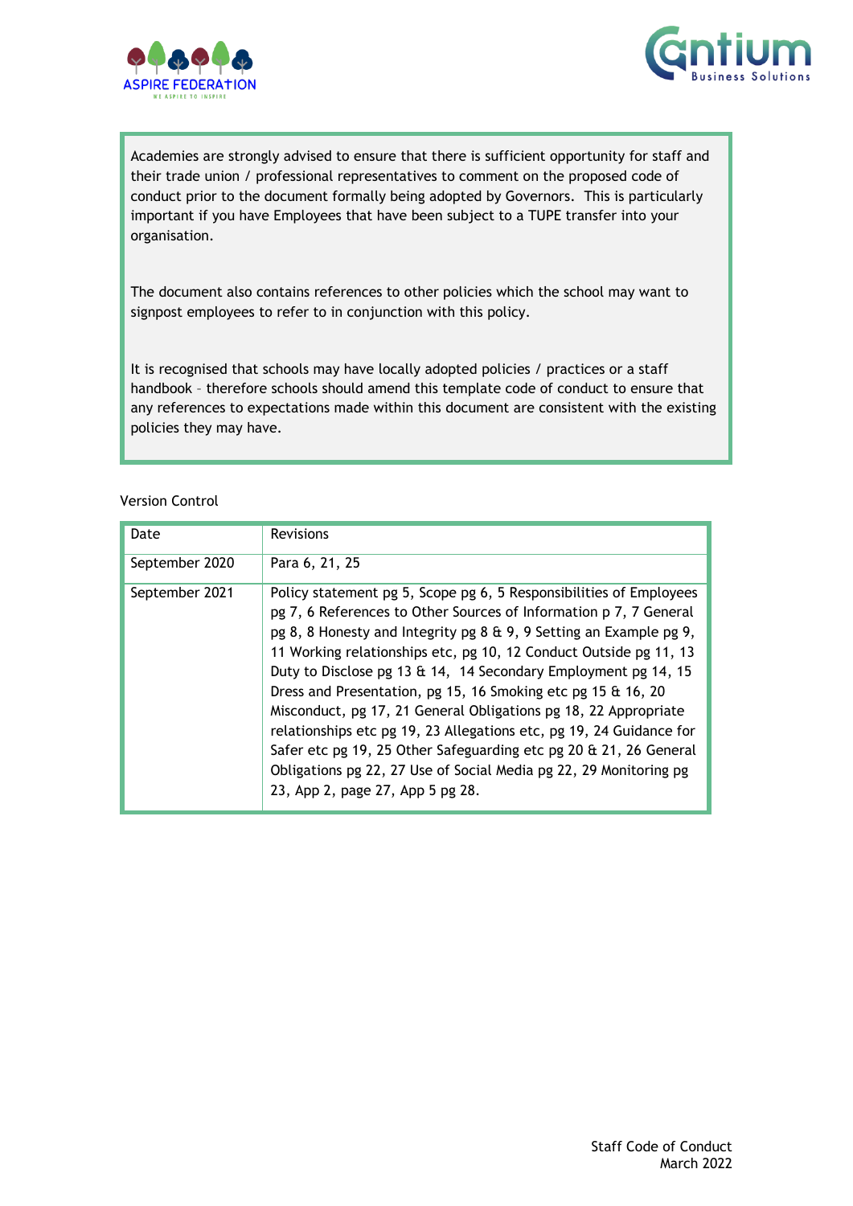Academies are strongly advised to ensure that there is sufficient opportunity for staff and their trade union / professional representatives to comment on the proposed code of conduct prior to the document formally being adopted by Governors. This is particularly important if you have Employees that have been subject to a TUPE transfer into your organisation.

The document also contains references to other policies which the school may want to signpost employees to refer to in conjunction with this policy.

It is recognised that schools may have locally adopted policies / practices or a staff handbook – therefore schools should amend this template code of conduct to ensure that any references to expectations made within this document are consistent with the existing policies they may have.

Version Control

| Date | Revisions |
|---|---|
| September 2020 | Para 6, 21, 25 |
| September 2021 | Policy statement pg 5, Scope pg 6, 5 Responsibilities of Employees pg 7, 6 References to Other Sources of Information p 7, 7 General pg 8, 8 Honesty and Integrity pg 8 & 9, 9 Setting an Example pg 9, 11 Working relationships etc, pg 10, 12 Conduct Outside pg 11, 13 Duty to Disclose pg 13 & 14, 14 Secondary Employment pg 14, 15 Dress and Presentation, pg 15, 16 Smoking etc pg 15 & 16, 20 Misconduct, pg 17, 21 General Obligations pg 18, 22 Appropriate relationships etc pg 19, 23 Allegations etc, pg 19, 24 Guidance for Safer etc pg 19, 25 Other Safeguarding etc pg 20 & 21, 26 General Obligations pg 22, 27 Use of Social Media pg 22, 29 Monitoring pg 23, App 2, page 27, App 5 pg 28. |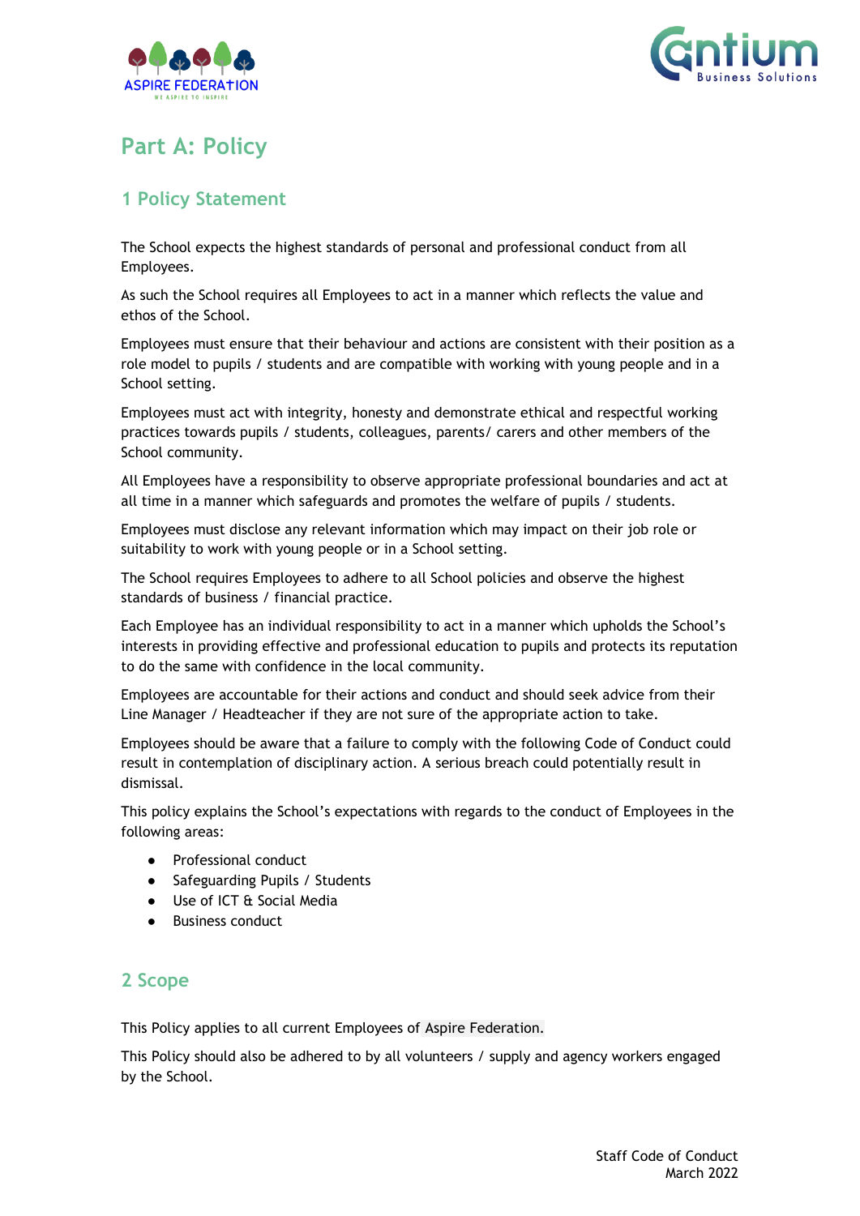# Part A: Policy

## 1 Policy Statement

The School expects the highest standards of personal and professional conduct from all Employees.

As such the School requires all Employees to act in a manner which reflects the value and ethos of the School.

Employees must ensure that their behaviour and actions are consistent with their position as a role model to pupils / students and are compatible with working with young people and in a School setting.

Employees must act with integrity, honesty and demonstrate ethical and respectful working practices towards pupils / students, colleagues, parents/ carers and other members of the School community.

All Employees have a responsibility to observe appropriate professional boundaries and act at all time in a manner which safeguards and promotes the welfare of pupils / students.

Employees must disclose any relevant information which may impact on their job role or suitability to work with young people or in a School setting.

The School requires Employees to adhere to all School policies and observe the highest standards of business / financial practice.

Each Employee has an individual responsibility to act in a manner which upholds the School's interests in providing effective and professional education to pupils and protects its reputation to do the same with confidence in the local community.

Employees are accountable for their actions and conduct and should seek advice from their Line Manager / Headteacher if they are not sure of the appropriate action to take.

Employees should be aware that a failure to comply with the following Code of Conduct could result in contemplation of disciplinary action. A serious breach could potentially result in dismissal.

This policy explains the School's expectations with regards to the conduct of Employees in the following areas:

- Professional conduct
- Safeguarding Pupils / Students
- Use of ICT & Social Media
- Business conduct

## 2 Scope

This Policy applies to all current Employees of Aspire Federation.

This Policy should also be adhered to by all volunteers / supply and agency workers engaged by the School.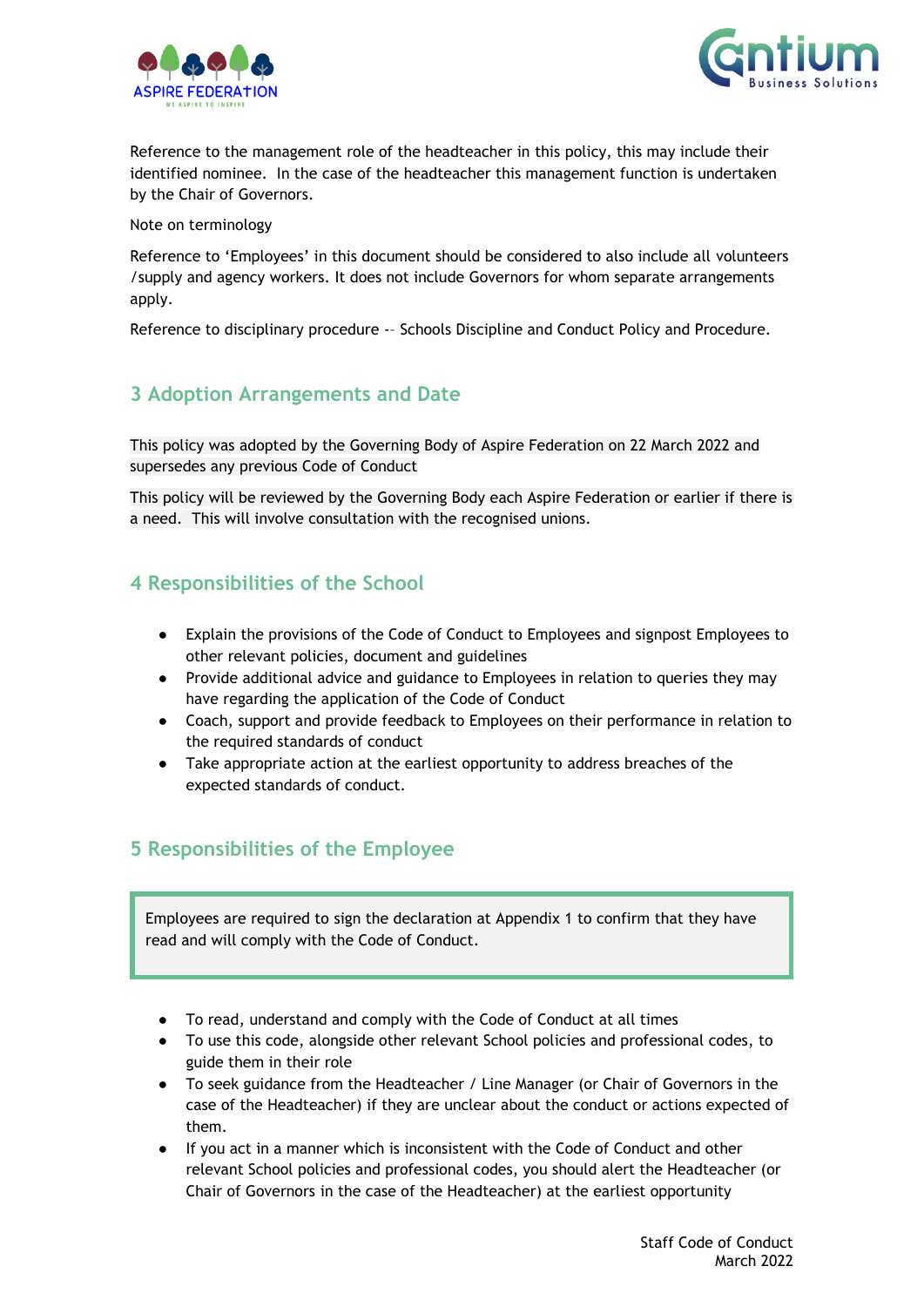Reference to the management role of the headteacher in this policy, this may include their identified nominee. In the case of the headteacher this management function is undertaken by the Chair of Governors.

Note on terminology

Reference to 'Employees' in this document should be considered to also include all volunteers /supply and agency workers. It does not include Governors for whom separate arrangements apply.

Reference to disciplinary procedure -- Schools Discipline and Conduct Policy and Procedure.

## 3 Adoption Arrangements and Date

This policy was adopted by the Governing Body of Aspire Federation on 22 March 2022 and supersedes any previous Code of Conduct

This policy will be reviewed by the Governing Body each Aspire Federation or earlier if there is a need. This will involve consultation with the recognised unions.

## 4 Responsibilities of the School

- Explain the provisions of the Code of Conduct to Employees and signpost Employees to other relevant policies, document and guidelines
- Provide additional advice and guidance to Employees in relation to queries they may have regarding the application of the Code of Conduct
- Coach, support and provide feedback to Employees on their performance in relation to the required standards of conduct
- Take appropriate action at the earliest opportunity to address breaches of the expected standards of conduct.

## 5 Responsibilities of the Employee

Employees are required to sign the declaration at Appendix 1 to confirm that they have read and will comply with the Code of Conduct.

- To read, understand and comply with the Code of Conduct at all times
- To use this code, alongside other relevant School policies and professional codes, to guide them in their role
- To seek guidance from the Headteacher / Line Manager (or Chair of Governors in the case of the Headteacher) if they are unclear about the conduct or actions expected of them.
- If you act in a manner which is inconsistent with the Code of Conduct and other relevant School policies and professional codes, you should alert the Headteacher (or Chair of Governors in the case of the Headteacher) at the earliest opportunity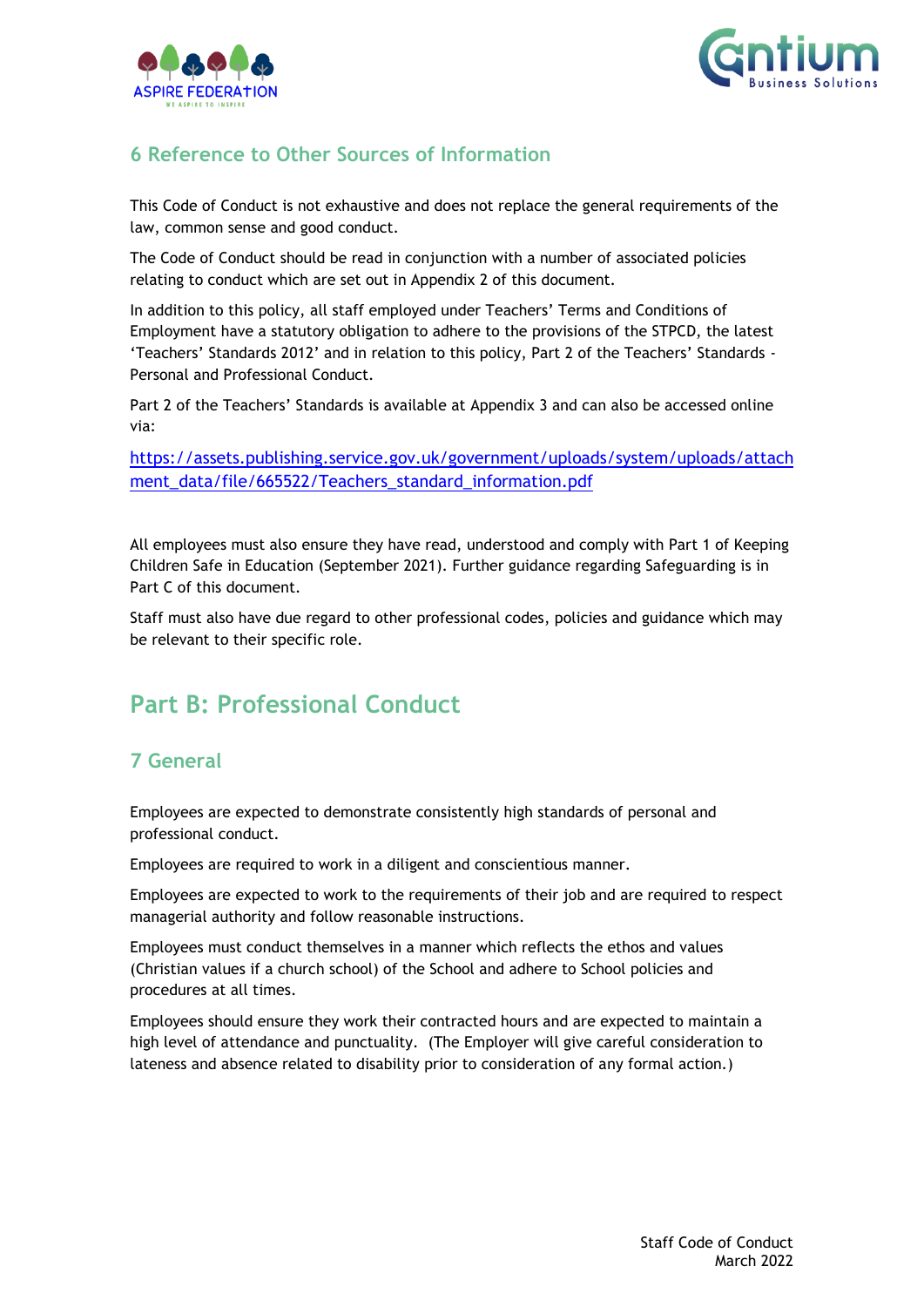## 6 Reference to Other Sources of Information

This Code of Conduct is not exhaustive and does not replace the general requirements of the law, common sense and good conduct.

The Code of Conduct should be read in conjunction with a number of associated policies relating to conduct which are set out in Appendix 2 of this document.

In addition to this policy, all staff employed under Teachers' Terms and Conditions of Employment have a statutory obligation to adhere to the provisions of the STPCD, the latest 'Teachers' Standards 2012' and in relation to this policy, Part 2 of the Teachers' Standards - Personal and Professional Conduct.

Part 2 of the Teachers' Standards is available at Appendix 3 and can also be accessed online via:

https://assets.publishing.service.gov.uk/government/uploads/system/uploads/attachment_data/file/665522/Teachers_standard_information.pdf

All employees must also ensure they have read, understood and comply with Part 1 of Keeping Children Safe in Education (September 2021). Further guidance regarding Safeguarding is in Part C of this document.

Staff must also have due regard to other professional codes, policies and guidance which may be relevant to their specific role.

# Part B: Professional Conduct

## 7 General

Employees are expected to demonstrate consistently high standards of personal and professional conduct.

Employees are required to work in a diligent and conscientious manner.

Employees are expected to work to the requirements of their job and are required to respect managerial authority and follow reasonable instructions.

Employees must conduct themselves in a manner which reflects the ethos and values (Christian values if a church school) of the School and adhere to School policies and procedures at all times.

Employees should ensure they work their contracted hours and are expected to maintain a high level of attendance and punctuality. (The Employer will give careful consideration to lateness and absence related to disability prior to consideration of any formal action.)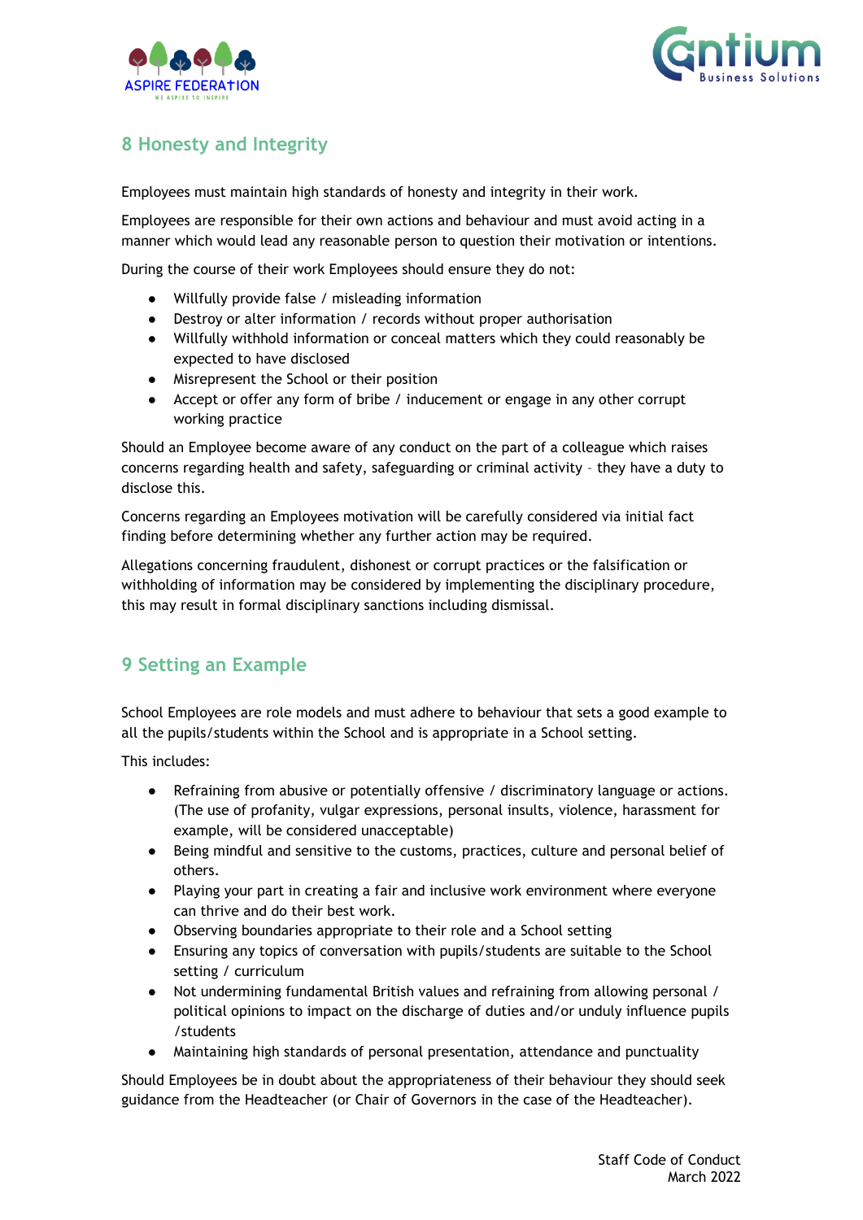## 8 Honesty and Integrity

Employees must maintain high standards of honesty and integrity in their work.

Employees are responsible for their own actions and behaviour and must avoid acting in a manner which would lead any reasonable person to question their motivation or intentions.

During the course of their work Employees should ensure they do not:

- Willfully provide false / misleading information
- Destroy or alter information / records without proper authorisation
- Willfully withhold information or conceal matters which they could reasonably be expected to have disclosed
- Misrepresent the School or their position
- Accept or offer any form of bribe / inducement or engage in any other corrupt working practice

Should an Employee become aware of any conduct on the part of a colleague which raises concerns regarding health and safety, safeguarding or criminal activity – they have a duty to disclose this.

Concerns regarding an Employees motivation will be carefully considered via initial fact finding before determining whether any further action may be required.

Allegations concerning fraudulent, dishonest or corrupt practices or the falsification or withholding of information may be considered by implementing the disciplinary procedure, this may result in formal disciplinary sanctions including dismissal.

## 9 Setting an Example

School Employees are role models and must adhere to behaviour that sets a good example to all the pupils/students within the School and is appropriate in a School setting.

This includes:

- Refraining from abusive or potentially offensive / discriminatory language or actions. (The use of profanity, vulgar expressions, personal insults, violence, harassment for example, will be considered unacceptable)
- Being mindful and sensitive to the customs, practices, culture and personal belief of others.
- Playing your part in creating a fair and inclusive work environment where everyone can thrive and do their best work.
- Observing boundaries appropriate to their role and a School setting
- Ensuring any topics of conversation with pupils/students are suitable to the School setting / curriculum
- Not undermining fundamental British values and refraining from allowing personal / political opinions to impact on the discharge of duties and/or unduly influence pupils /students
- Maintaining high standards of personal presentation, attendance and punctuality

Should Employees be in doubt about the appropriateness of their behaviour they should seek guidance from the Headteacher (or Chair of Governors in the case of the Headteacher).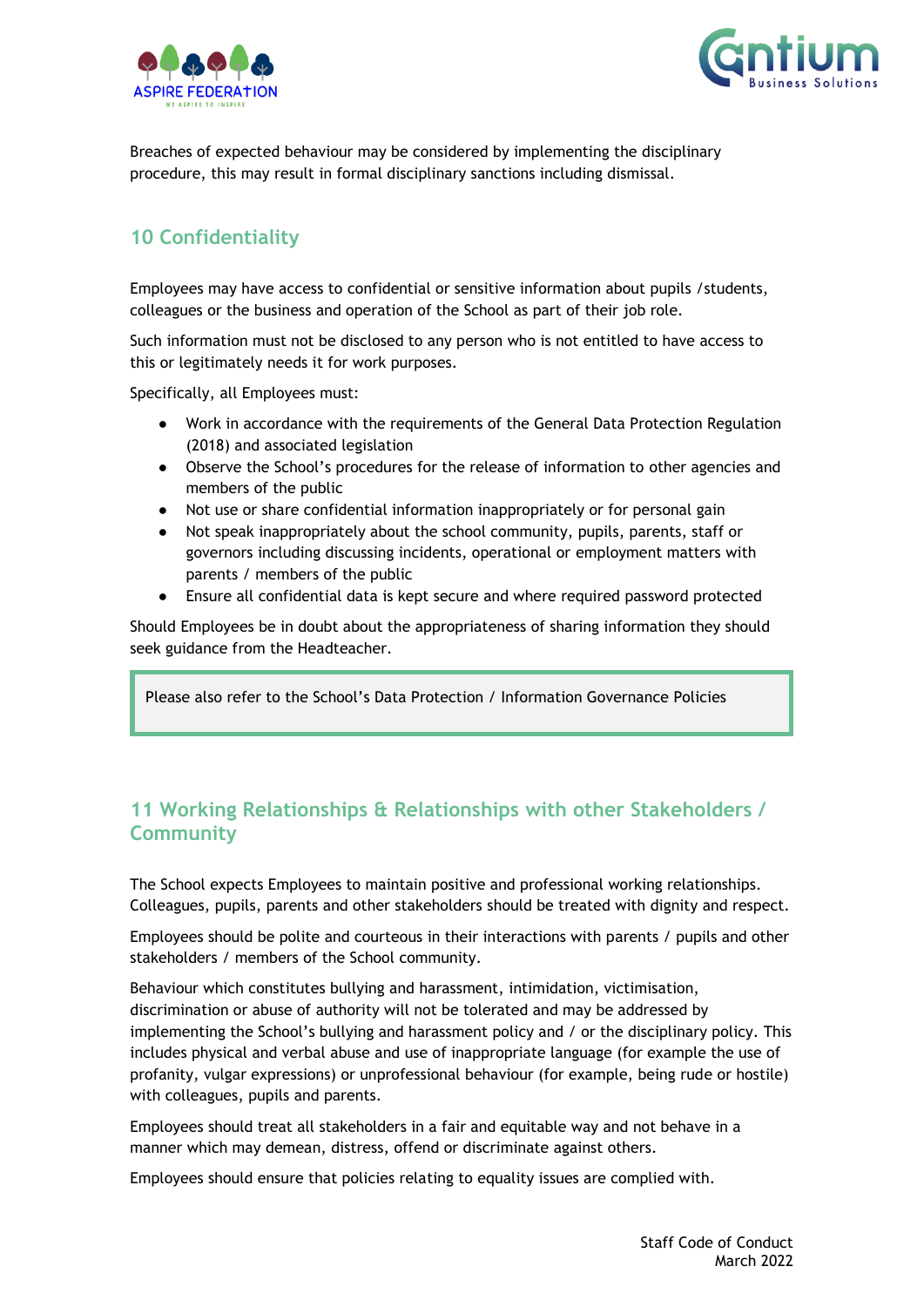Breaches of expected behaviour may be considered by implementing the disciplinary procedure, this may result in formal disciplinary sanctions including dismissal.

## 10 Confidentiality

Employees may have access to confidential or sensitive information about pupils /students, colleagues or the business and operation of the School as part of their job role.

Such information must not be disclosed to any person who is not entitled to have access to this or legitimately needs it for work purposes.

Specifically, all Employees must:

- Work in accordance with the requirements of the General Data Protection Regulation (2018) and associated legislation
- Observe the School's procedures for the release of information to other agencies and members of the public
- Not use or share confidential information inappropriately or for personal gain
- Not speak inappropriately about the school community, pupils, parents, staff or governors including discussing incidents, operational or employment matters with parents / members of the public
- Ensure all confidential data is kept secure and where required password protected

Should Employees be in doubt about the appropriateness of sharing information they should seek guidance from the Headteacher.

> Please also refer to the School's Data Protection / Information Governance Policies

## 11 Working Relationships & Relationships with other Stakeholders / Community

The School expects Employees to maintain positive and professional working relationships. Colleagues, pupils, parents and other stakeholders should be treated with dignity and respect.

Employees should be polite and courteous in their interactions with parents / pupils and other stakeholders / members of the School community.

Behaviour which constitutes bullying and harassment, intimidation, victimisation, discrimination or abuse of authority will not be tolerated and may be addressed by implementing the School's bullying and harassment policy and / or the disciplinary policy. This includes physical and verbal abuse and use of inappropriate language (for example the use of profanity, vulgar expressions) or unprofessional behaviour (for example, being rude or hostile) with colleagues, pupils and parents.

Employees should treat all stakeholders in a fair and equitable way and not behave in a manner which may demean, distress, offend or discriminate against others.

Employees should ensure that policies relating to equality issues are complied with.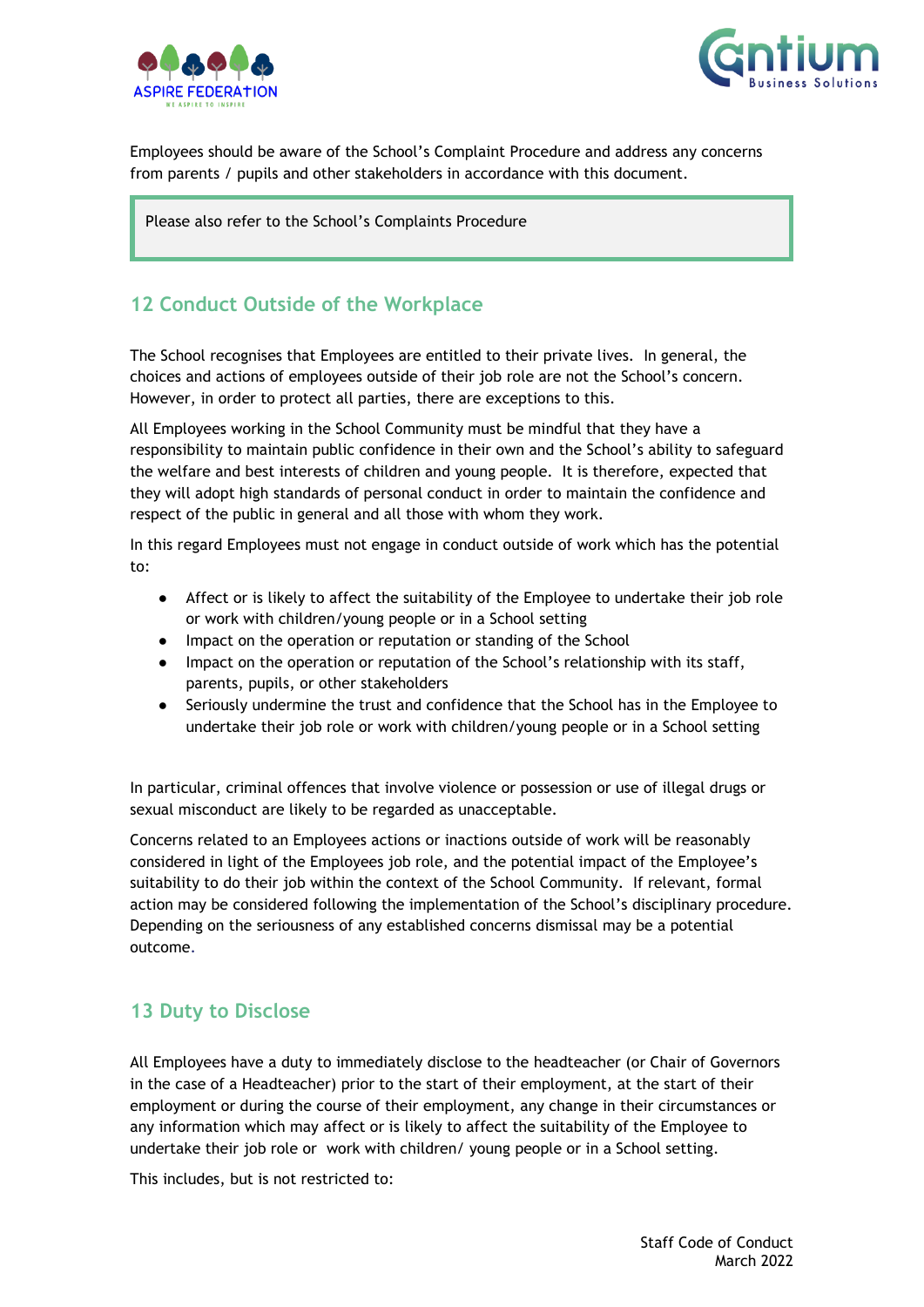Employees should be aware of the School's Complaint Procedure and address any concerns from parents / pupils and other stakeholders in accordance with this document.

> Please also refer to the School's Complaints Procedure

## 12 Conduct Outside of the Workplace

The School recognises that Employees are entitled to their private lives. In general, the choices and actions of employees outside of their job role are not the School's concern. However, in order to protect all parties, there are exceptions to this.

All Employees working in the School Community must be mindful that they have a responsibility to maintain public confidence in their own and the School's ability to safeguard the welfare and best interests of children and young people. It is therefore, expected that they will adopt high standards of personal conduct in order to maintain the confidence and respect of the public in general and all those with whom they work.

In this regard Employees must not engage in conduct outside of work which has the potential to:

- Affect or is likely to affect the suitability of the Employee to undertake their job role or work with children/young people or in a School setting
- Impact on the operation or reputation or standing of the School
- Impact on the operation or reputation of the School's relationship with its staff, parents, pupils, or other stakeholders
- Seriously undermine the trust and confidence that the School has in the Employee to undertake their job role or work with children/young people or in a School setting

In particular, criminal offences that involve violence or possession or use of illegal drugs or sexual misconduct are likely to be regarded as unacceptable.

Concerns related to an Employees actions or inactions outside of work will be reasonably considered in light of the Employees job role, and the potential impact of the Employee's suitability to do their job within the context of the School Community. If relevant, formal action may be considered following the implementation of the School's disciplinary procedure. Depending on the seriousness of any established concerns dismissal may be a potential outcome.

## 13 Duty to Disclose

All Employees have a duty to immediately disclose to the headteacher (or Chair of Governors in the case of a Headteacher) prior to the start of their employment, at the start of their employment or during the course of their employment, any change in their circumstances or any information which may affect or is likely to affect the suitability of the Employee to undertake their job role or work with children/ young people or in a School setting.

This includes, but is not restricted to: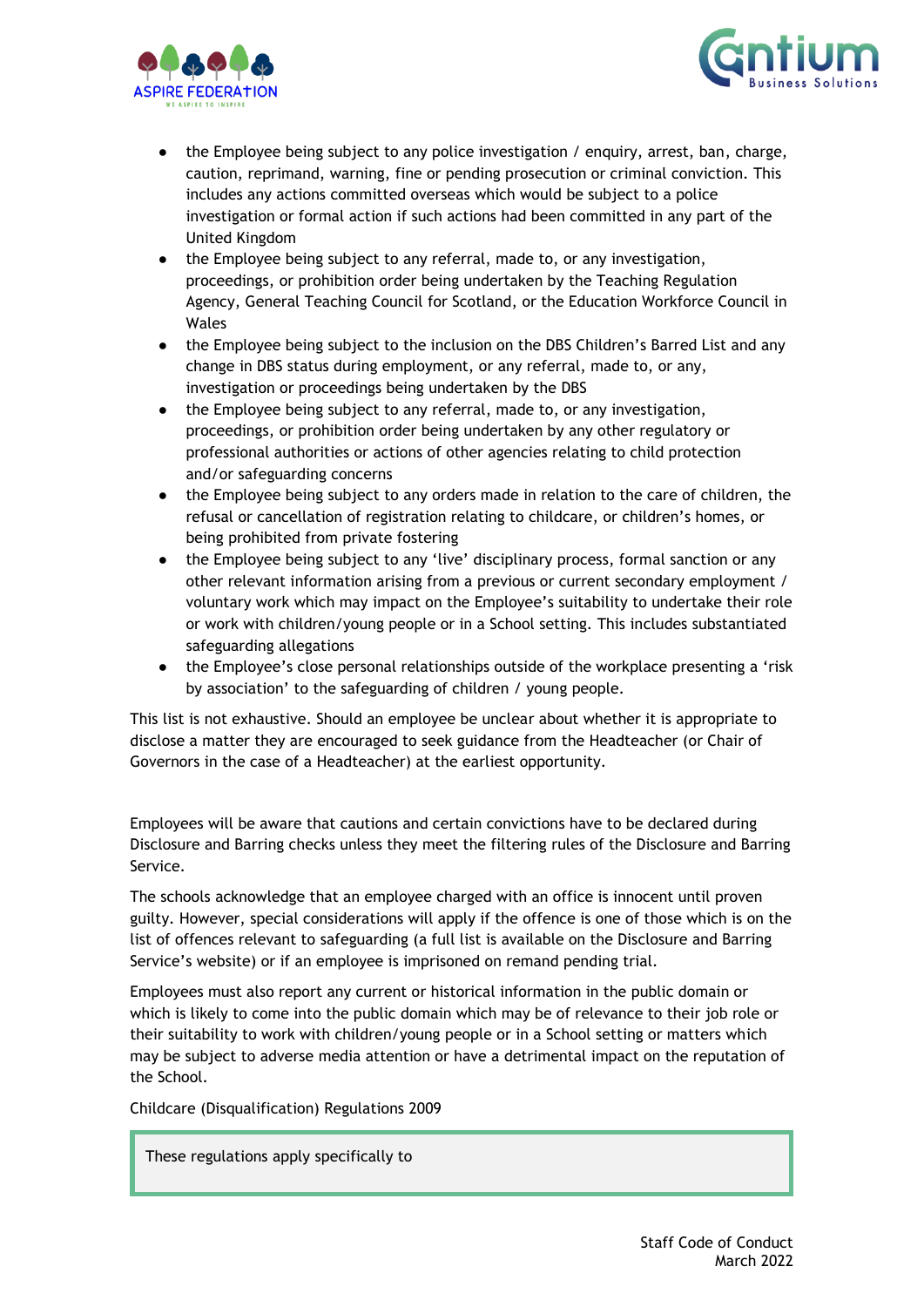- the Employee being subject to any police investigation / enquiry, arrest, ban, charge, caution, reprimand, warning, fine or pending prosecution or criminal conviction. This includes any actions committed overseas which would be subject to a police investigation or formal action if such actions had been committed in any part of the United Kingdom
- the Employee being subject to any referral, made to, or any investigation, proceedings, or prohibition order being undertaken by the Teaching Regulation Agency, General Teaching Council for Scotland, or the Education Workforce Council in Wales
- the Employee being subject to the inclusion on the DBS Children's Barred List and any change in DBS status during employment, or any referral, made to, or any, investigation or proceedings being undertaken by the DBS
- the Employee being subject to any referral, made to, or any investigation, proceedings, or prohibition order being undertaken by any other regulatory or professional authorities or actions of other agencies relating to child protection and/or safeguarding concerns
- the Employee being subject to any orders made in relation to the care of children, the refusal or cancellation of registration relating to childcare, or children's homes, or being prohibited from private fostering
- the Employee being subject to any 'live' disciplinary process, formal sanction or any other relevant information arising from a previous or current secondary employment / voluntary work which may impact on the Employee's suitability to undertake their role or work with children/young people or in a School setting. This includes substantiated safeguarding allegations
- the Employee's close personal relationships outside of the workplace presenting a 'risk by association' to the safeguarding of children / young people.

This list is not exhaustive. Should an employee be unclear about whether it is appropriate to disclose a matter they are encouraged to seek guidance from the Headteacher (or Chair of Governors in the case of a Headteacher) at the earliest opportunity.

Employees will be aware that cautions and certain convictions have to be declared during Disclosure and Barring checks unless they meet the filtering rules of the Disclosure and Barring Service.

The schools acknowledge that an employee charged with an office is innocent until proven guilty. However, special considerations will apply if the offence is one of those which is on the list of offences relevant to safeguarding (a full list is available on the Disclosure and Barring Service's website) or if an employee is imprisoned on remand pending trial.

Employees must also report any current or historical information in the public domain or which is likely to come into the public domain which may be of relevance to their job role or their suitability to work with children/young people or in a School setting or matters which may be subject to adverse media attention or have a detrimental impact on the reputation of the School.

Childcare (Disqualification) Regulations 2009

> These regulations apply specifically to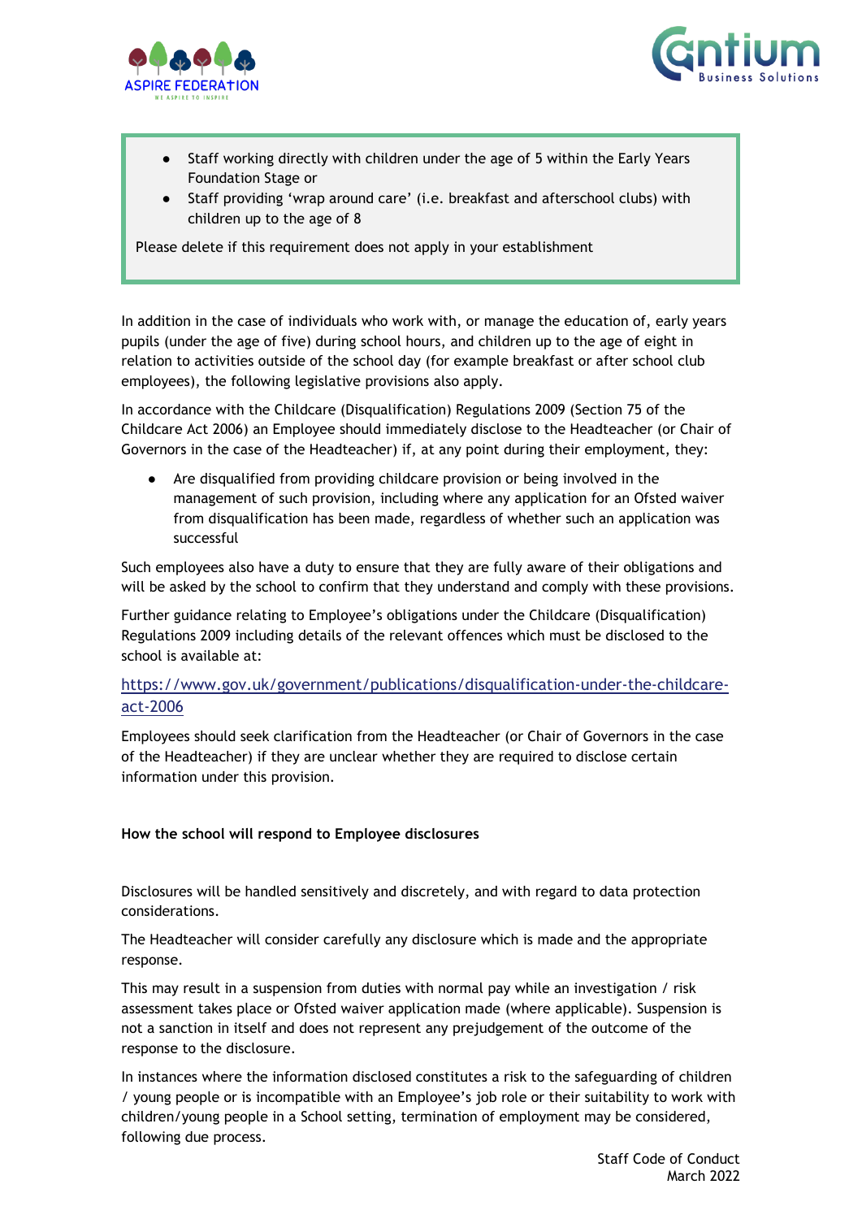- Staff working directly with children under the age of 5 within the Early Years Foundation Stage or
- Staff providing 'wrap around care' (i.e. breakfast and afterschool clubs) with children up to the age of 8

Please delete if this requirement does not apply in your establishment

In addition in the case of individuals who work with, or manage the education of, early years pupils (under the age of five) during school hours, and children up to the age of eight in relation to activities outside of the school day (for example breakfast or after school club employees), the following legislative provisions also apply.

In accordance with the Childcare (Disqualification) Regulations 2009 (Section 75 of the Childcare Act 2006) an Employee should immediately disclose to the Headteacher (or Chair of Governors in the case of the Headteacher) if, at any point during their employment, they:

- Are disqualified from providing childcare provision or being involved in the management of such provision, including where any application for an Ofsted waiver from disqualification has been made, regardless of whether such an application was successful

Such employees also have a duty to ensure that they are fully aware of their obligations and will be asked by the school to confirm that they understand and comply with these provisions.

Further guidance relating to Employee's obligations under the Childcare (Disqualification) Regulations 2009 including details of the relevant offences which must be disclosed to the school is available at:

https://www.gov.uk/government/publications/disqualification-under-the-childcare-act-2006

Employees should seek clarification from the Headteacher (or Chair of Governors in the case of the Headteacher) if they are unclear whether they are required to disclose certain information under this provision.

**How the school will respond to Employee disclosures**

Disclosures will be handled sensitively and discretely, and with regard to data protection considerations.

The Headteacher will consider carefully any disclosure which is made and the appropriate response.

This may result in a suspension from duties with normal pay while an investigation / risk assessment takes place or Ofsted waiver application made (where applicable). Suspension is not a sanction in itself and does not represent any prejudgement of the outcome of the response to the disclosure.

In instances where the information disclosed constitutes a risk to the safeguarding of children / young people or is incompatible with an Employee's job role or their suitability to work with children/young people in a School setting, termination of employment may be considered, following due process.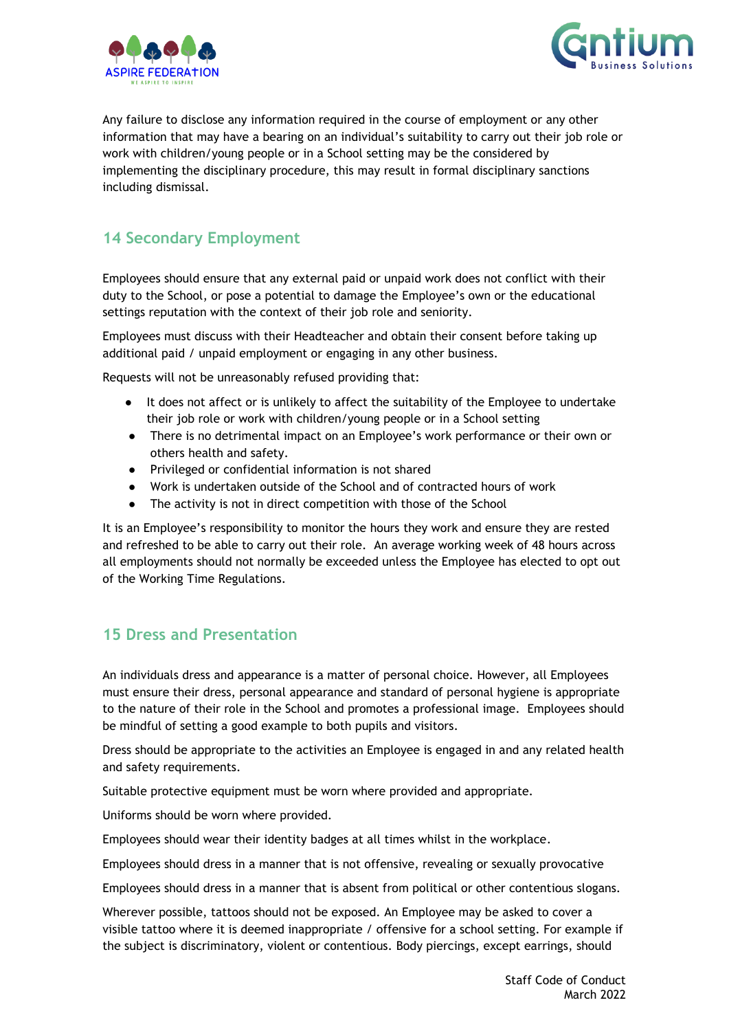Any failure to disclose any information required in the course of employment or any other information that may have a bearing on an individual's suitability to carry out their job role or work with children/young people or in a School setting may be the considered by implementing the disciplinary procedure, this may result in formal disciplinary sanctions including dismissal.

## 14 Secondary Employment

Employees should ensure that any external paid or unpaid work does not conflict with their duty to the School, or pose a potential to damage the Employee's own or the educational settings reputation with the context of their job role and seniority.

Employees must discuss with their Headteacher and obtain their consent before taking up additional paid / unpaid employment or engaging in any other business.

Requests will not be unreasonably refused providing that:

- It does not affect or is unlikely to affect the suitability of the Employee to undertake their job role or work with children/young people or in a School setting
- There is no detrimental impact on an Employee's work performance or their own or others health and safety.
- Privileged or confidential information is not shared
- Work is undertaken outside of the School and of contracted hours of work
- The activity is not in direct competition with those of the School

It is an Employee's responsibility to monitor the hours they work and ensure they are rested and refreshed to be able to carry out their role. An average working week of 48 hours across all employments should not normally be exceeded unless the Employee has elected to opt out of the Working Time Regulations.

## 15 Dress and Presentation

An individuals dress and appearance is a matter of personal choice. However, all Employees must ensure their dress, personal appearance and standard of personal hygiene is appropriate to the nature of their role in the School and promotes a professional image. Employees should be mindful of setting a good example to both pupils and visitors.

Dress should be appropriate to the activities an Employee is engaged in and any related health and safety requirements.

Suitable protective equipment must be worn where provided and appropriate.

Uniforms should be worn where provided.

Employees should wear their identity badges at all times whilst in the workplace.

Employees should dress in a manner that is not offensive, revealing or sexually provocative

Employees should dress in a manner that is absent from political or other contentious slogans.

Wherever possible, tattoos should not be exposed. An Employee may be asked to cover a visible tattoo where it is deemed inappropriate / offensive for a school setting. For example if the subject is discriminatory, violent or contentious. Body piercings, except earrings, should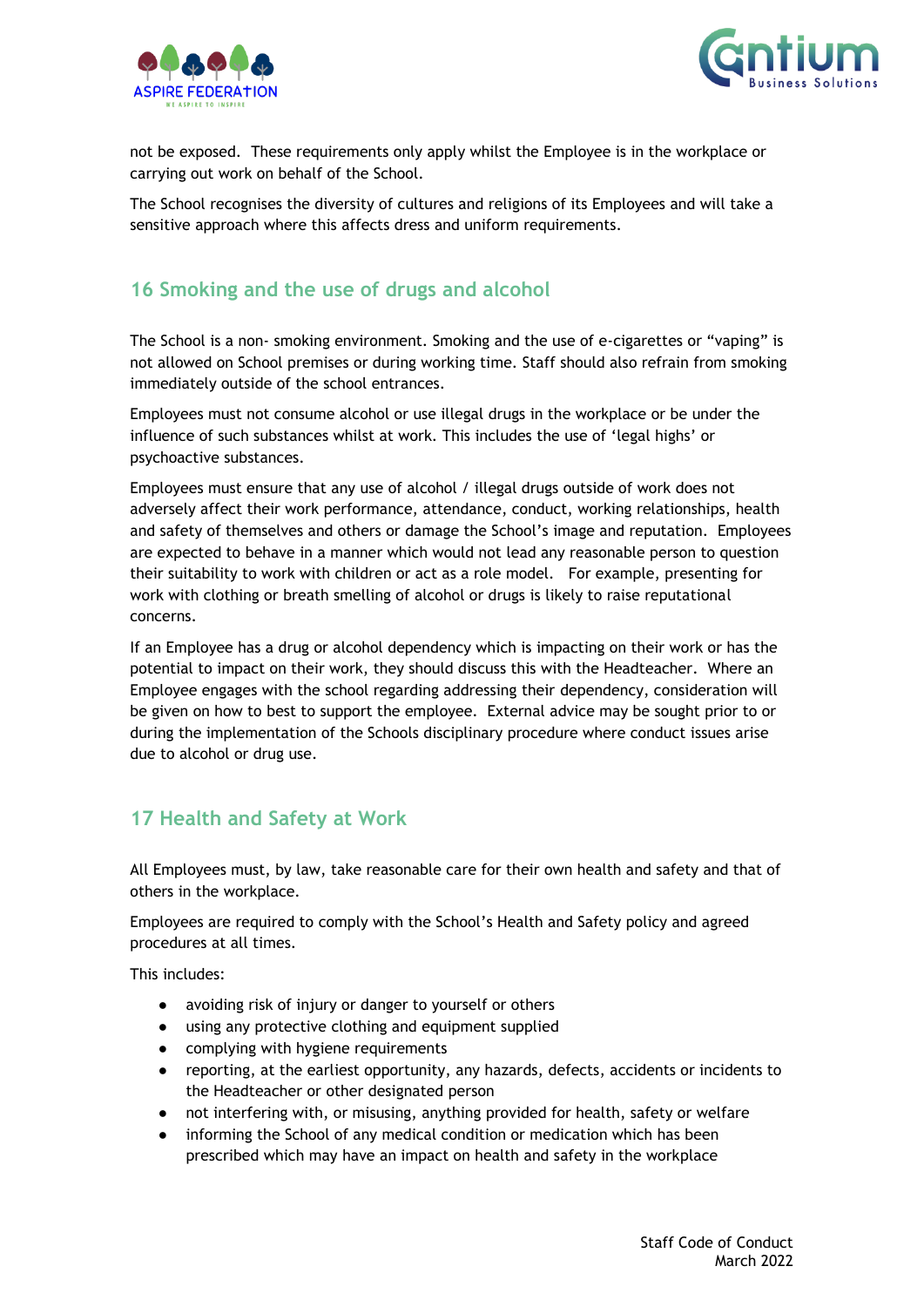not be exposed. These requirements only apply whilst the Employee is in the workplace or carrying out work on behalf of the School.

The School recognises the diversity of cultures and religions of its Employees and will take a sensitive approach where this affects dress and uniform requirements.

## 16 Smoking and the use of drugs and alcohol

The School is a non- smoking environment. Smoking and the use of e-cigarettes or "vaping" is not allowed on School premises or during working time. Staff should also refrain from smoking immediately outside of the school entrances.

Employees must not consume alcohol or use illegal drugs in the workplace or be under the influence of such substances whilst at work. This includes the use of 'legal highs' or psychoactive substances.

Employees must ensure that any use of alcohol / illegal drugs outside of work does not adversely affect their work performance, attendance, conduct, working relationships, health and safety of themselves and others or damage the School's image and reputation. Employees are expected to behave in a manner which would not lead any reasonable person to question their suitability to work with children or act as a role model. For example, presenting for work with clothing or breath smelling of alcohol or drugs is likely to raise reputational concerns.

If an Employee has a drug or alcohol dependency which is impacting on their work or has the potential to impact on their work, they should discuss this with the Headteacher. Where an Employee engages with the school regarding addressing their dependency, consideration will be given on how to best to support the employee. External advice may be sought prior to or during the implementation of the Schools disciplinary procedure where conduct issues arise due to alcohol or drug use.

## 17 Health and Safety at Work

All Employees must, by law, take reasonable care for their own health and safety and that of others in the workplace.

Employees are required to comply with the School's Health and Safety policy and agreed procedures at all times.

This includes:

- avoiding risk of injury or danger to yourself or others
- using any protective clothing and equipment supplied
- complying with hygiene requirements
- reporting, at the earliest opportunity, any hazards, defects, accidents or incidents to the Headteacher or other designated person
- not interfering with, or misusing, anything provided for health, safety or welfare
- informing the School of any medical condition or medication which has been prescribed which may have an impact on health and safety in the workplace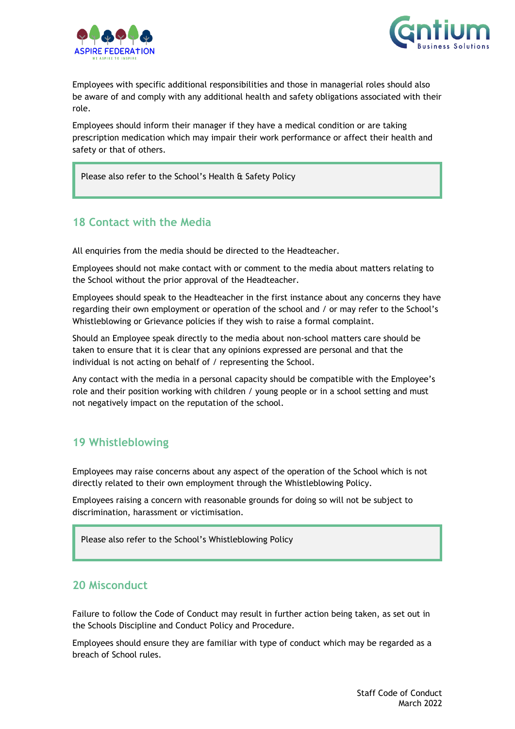Employees with specific additional responsibilities and those in managerial roles should also be aware of and comply with any additional health and safety obligations associated with their role.

Employees should inform their manager if they have a medical condition or are taking prescription medication which may impair their work performance or affect their health and safety or that of others.

> Please also refer to the School's Health & Safety Policy

## 18 Contact with the Media

All enquiries from the media should be directed to the Headteacher.

Employees should not make contact with or comment to the media about matters relating to the School without the prior approval of the Headteacher.

Employees should speak to the Headteacher in the first instance about any concerns they have regarding their own employment or operation of the school and / or may refer to the School's Whistleblowing or Grievance policies if they wish to raise a formal complaint.

Should an Employee speak directly to the media about non-school matters care should be taken to ensure that it is clear that any opinions expressed are personal and that the individual is not acting on behalf of / representing the School.

Any contact with the media in a personal capacity should be compatible with the Employee's role and their position working with children / young people or in a school setting and must not negatively impact on the reputation of the school.

## 19 Whistleblowing

Employees may raise concerns about any aspect of the operation of the School which is not directly related to their own employment through the Whistleblowing Policy.

Employees raising a concern with reasonable grounds for doing so will not be subject to discrimination, harassment or victimisation.

> Please also refer to the School's Whistleblowing Policy

## 20 Misconduct

Failure to follow the Code of Conduct may result in further action being taken, as set out in the Schools Discipline and Conduct Policy and Procedure.

Employees should ensure they are familiar with type of conduct which may be regarded as a breach of School rules.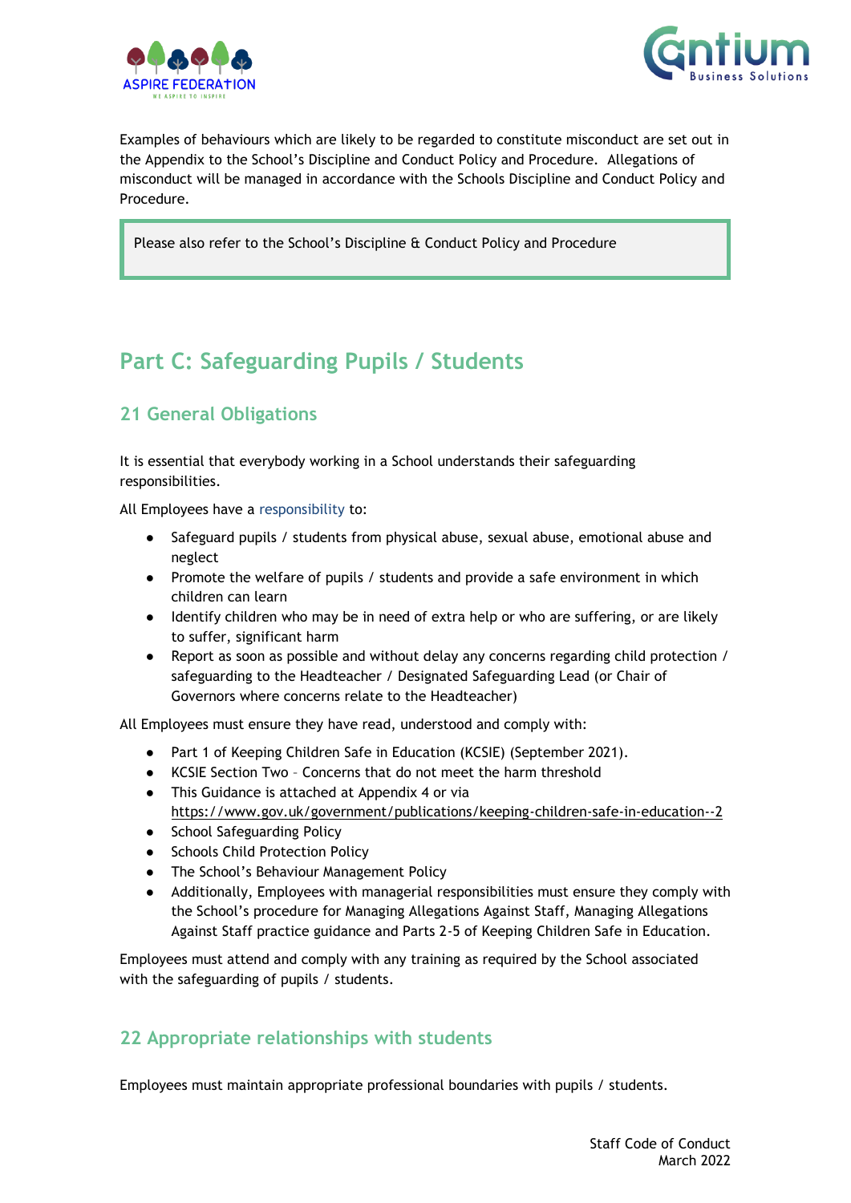Examples of behaviours which are likely to be regarded to constitute misconduct are set out in the Appendix to the School's Discipline and Conduct Policy and Procedure. Allegations of misconduct will be managed in accordance with the Schools Discipline and Conduct Policy and Procedure.

> Please also refer to the School's Discipline & Conduct Policy and Procedure

# Part C: Safeguarding Pupils / Students

## 21 General Obligations

It is essential that everybody working in a School understands their safeguarding responsibilities.

All Employees have a responsibility to:

- Safeguard pupils / students from physical abuse, sexual abuse, emotional abuse and neglect
- Promote the welfare of pupils / students and provide a safe environment in which children can learn
- Identify children who may be in need of extra help or who are suffering, or are likely to suffer, significant harm
- Report as soon as possible and without delay any concerns regarding child protection / safeguarding to the Headteacher / Designated Safeguarding Lead (or Chair of Governors where concerns relate to the Headteacher)

All Employees must ensure they have read, understood and comply with:

- Part 1 of Keeping Children Safe in Education (KCSIE) (September 2021).
- KCSIE Section Two – Concerns that do not meet the harm threshold
- This Guidance is attached at Appendix 4 or via https://www.gov.uk/government/publications/keeping-children-safe-in-education--2
- School Safeguarding Policy
- Schools Child Protection Policy
- The School's Behaviour Management Policy
- Additionally, Employees with managerial responsibilities must ensure they comply with the School's procedure for Managing Allegations Against Staff, Managing Allegations Against Staff practice guidance and Parts 2-5 of Keeping Children Safe in Education.

Employees must attend and comply with any training as required by the School associated with the safeguarding of pupils / students.

## 22 Appropriate relationships with students

Employees must maintain appropriate professional boundaries with pupils / students.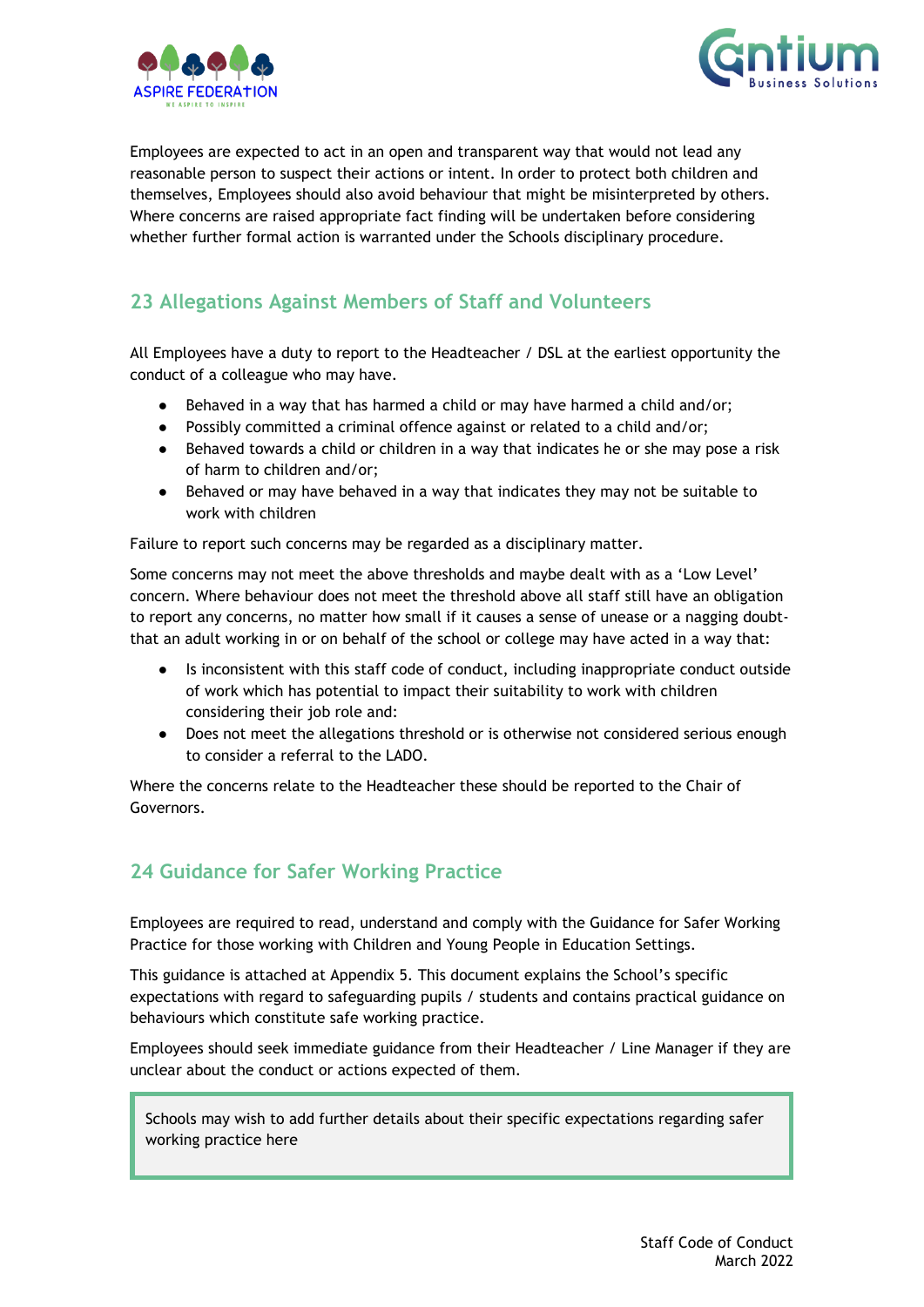Employees are expected to act in an open and transparent way that would not lead any reasonable person to suspect their actions or intent. In order to protect both children and themselves, Employees should also avoid behaviour that might be misinterpreted by others. Where concerns are raised appropriate fact finding will be undertaken before considering whether further formal action is warranted under the Schools disciplinary procedure.

## 23 Allegations Against Members of Staff and Volunteers

All Employees have a duty to report to the Headteacher / DSL at the earliest opportunity the conduct of a colleague who may have.

- Behaved in a way that has harmed a child or may have harmed a child and/or;
- Possibly committed a criminal offence against or related to a child and/or;
- Behaved towards a child or children in a way that indicates he or she may pose a risk of harm to children and/or;
- Behaved or may have behaved in a way that indicates they may not be suitable to work with children

Failure to report such concerns may be regarded as a disciplinary matter.

Some concerns may not meet the above thresholds and maybe dealt with as a 'Low Level' concern. Where behaviour does not meet the threshold above all staff still have an obligation to report any concerns, no matter how small if it causes a sense of unease or a nagging doubt- that an adult working in or on behalf of the school or college may have acted in a way that:

- Is inconsistent with this staff code of conduct, including inappropriate conduct outside of work which has potential to impact their suitability to work with children considering their job role and:
- Does not meet the allegations threshold or is otherwise not considered serious enough to consider a referral to the LADO.

Where the concerns relate to the Headteacher these should be reported to the Chair of Governors.

## 24 Guidance for Safer Working Practice

Employees are required to read, understand and comply with the Guidance for Safer Working Practice for those working with Children and Young People in Education Settings.

This guidance is attached at Appendix 5. This document explains the School's specific expectations with regard to safeguarding pupils / students and contains practical guidance on behaviours which constitute safe working practice.

Employees should seek immediate guidance from their Headteacher / Line Manager if they are unclear about the conduct or actions expected of them.

> Schools may wish to add further details about their specific expectations regarding safer working practice here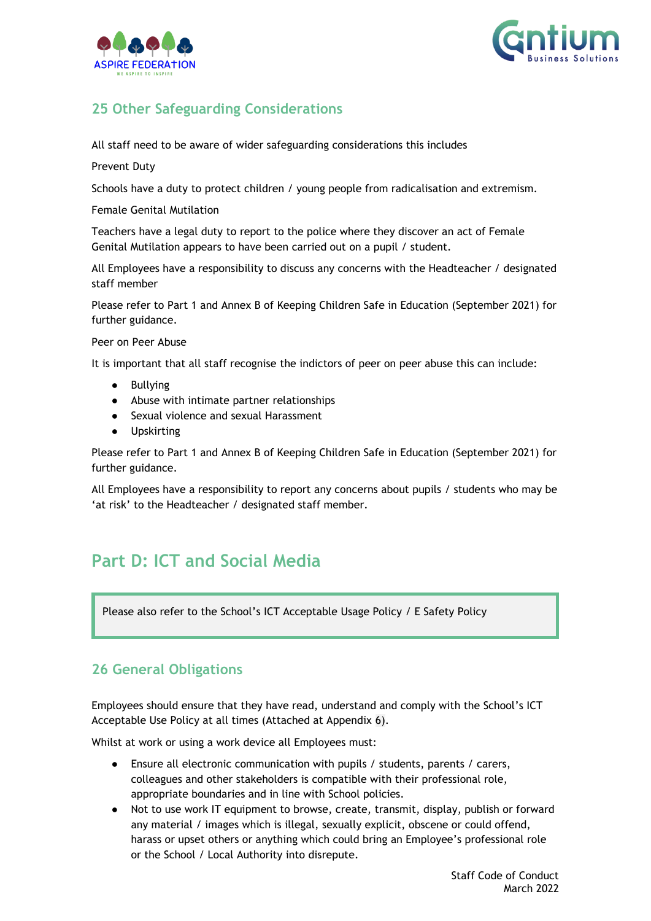## 25 Other Safeguarding Considerations

All staff need to be aware of wider safeguarding considerations this includes

Prevent Duty

Schools have a duty to protect children / young people from radicalisation and extremism.

Female Genital Mutilation

Teachers have a legal duty to report to the police where they discover an act of Female Genital Mutilation appears to have been carried out on a pupil / student.

All Employees have a responsibility to discuss any concerns with the Headteacher / designated staff member

Please refer to Part 1 and Annex B of Keeping Children Safe in Education (September 2021) for further guidance.

Peer on Peer Abuse

It is important that all staff recognise the indictors of peer on peer abuse this can include:

- Bullying
- Abuse with intimate partner relationships
- Sexual violence and sexual Harassment
- Upskirting

Please refer to Part 1 and Annex B of Keeping Children Safe in Education (September 2021) for further guidance.

All Employees have a responsibility to report any concerns about pupils / students who may be 'at risk' to the Headteacher / designated staff member.

# Part D: ICT and Social Media

> Please also refer to the School's ICT Acceptable Usage Policy / E Safety Policy

## 26 General Obligations

Employees should ensure that they have read, understand and comply with the School's ICT Acceptable Use Policy at all times (Attached at Appendix 6).

Whilst at work or using a work device all Employees must:

- Ensure all electronic communication with pupils / students, parents / carers, colleagues and other stakeholders is compatible with their professional role, appropriate boundaries and in line with School policies.
- Not to use work IT equipment to browse, create, transmit, display, publish or forward any material / images which is illegal, sexually explicit, obscene or could offend, harass or upset others or anything which could bring an Employee's professional role or the School / Local Authority into disrepute.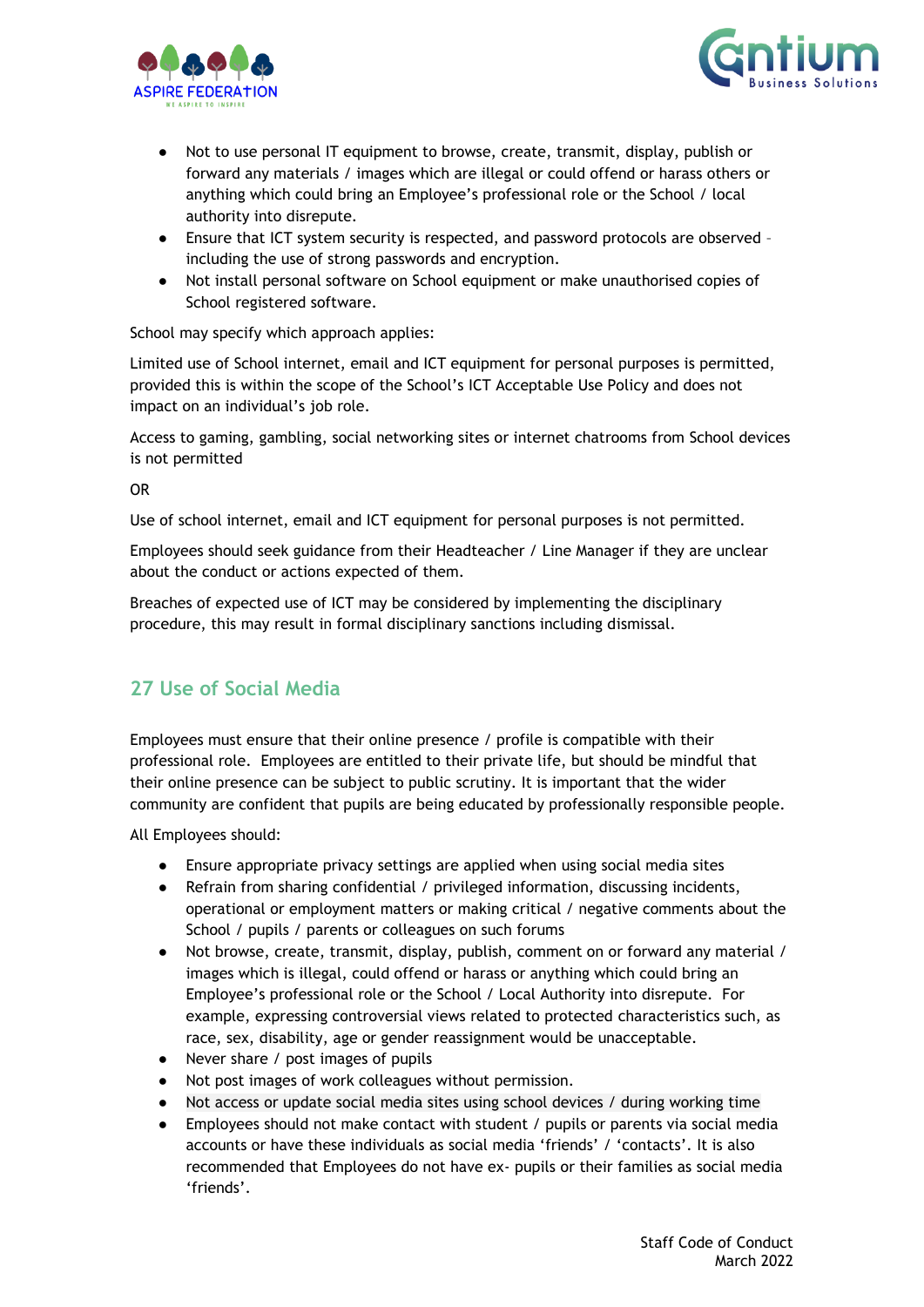- Not to use personal IT equipment to browse, create, transmit, display, publish or forward any materials / images which are illegal or could offend or harass others or anything which could bring an Employee's professional role or the School / local authority into disrepute.
- Ensure that ICT system security is respected, and password protocols are observed – including the use of strong passwords and encryption.
- Not install personal software on School equipment or make unauthorised copies of School registered software.

School may specify which approach applies:

Limited use of School internet, email and ICT equipment for personal purposes is permitted, provided this is within the scope of the School's ICT Acceptable Use Policy and does not impact on an individual's job role.

Access to gaming, gambling, social networking sites or internet chatrooms from School devices is not permitted

OR

Use of school internet, email and ICT equipment for personal purposes is not permitted.

Employees should seek guidance from their Headteacher / Line Manager if they are unclear about the conduct or actions expected of them.

Breaches of expected use of ICT may be considered by implementing the disciplinary procedure, this may result in formal disciplinary sanctions including dismissal.

## 27 Use of Social Media

Employees must ensure that their online presence / profile is compatible with their professional role. Employees are entitled to their private life, but should be mindful that their online presence can be subject to public scrutiny. It is important that the wider community are confident that pupils are being educated by professionally responsible people.

All Employees should:

- Ensure appropriate privacy settings are applied when using social media sites
- Refrain from sharing confidential / privileged information, discussing incidents, operational or employment matters or making critical / negative comments about the School / pupils / parents or colleagues on such forums
- Not browse, create, transmit, display, publish, comment on or forward any material / images which is illegal, could offend or harass or anything which could bring an Employee's professional role or the School / Local Authority into disrepute. For example, expressing controversial views related to protected characteristics such, as race, sex, disability, age or gender reassignment would be unacceptable.
- Never share / post images of pupils
- Not post images of work colleagues without permission.
- Not access or update social media sites using school devices / during working time
- Employees should not make contact with student / pupils or parents via social media accounts or have these individuals as social media 'friends' / 'contacts'. It is also recommended that Employees do not have ex- pupils or their families as social media 'friends'.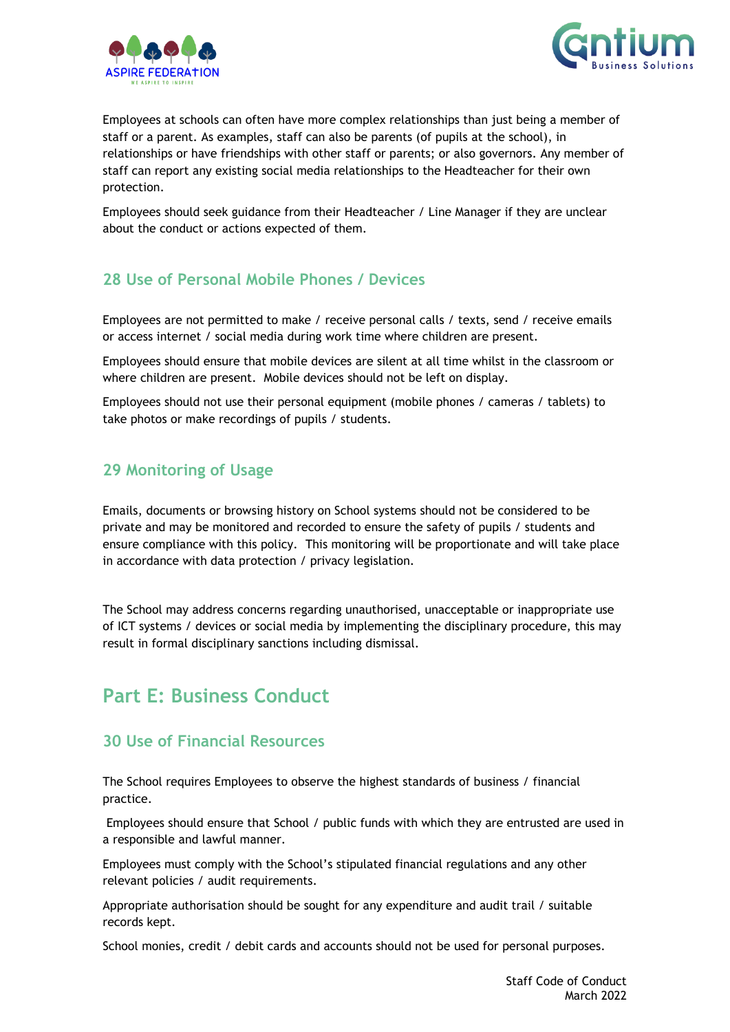Employees at schools can often have more complex relationships than just being a member of staff or a parent. As examples, staff can also be parents (of pupils at the school), in relationships or have friendships with other staff or parents; or also governors. Any member of staff can report any existing social media relationships to the Headteacher for their own protection.

Employees should seek guidance from their Headteacher / Line Manager if they are unclear about the conduct or actions expected of them.

### 28 Use of Personal Mobile Phones / Devices

Employees are not permitted to make / receive personal calls / texts, send / receive emails or access internet / social media during work time where children are present.

Employees should ensure that mobile devices are silent at all time whilst in the classroom or where children are present. Mobile devices should not be left on display.

Employees should not use their personal equipment (mobile phones / cameras / tablets) to take photos or make recordings of pupils / students.

### 29 Monitoring of Usage

Emails, documents or browsing history on School systems should not be considered to be private and may be monitored and recorded to ensure the safety of pupils / students and ensure compliance with this policy. This monitoring will be proportionate and will take place in accordance with data protection / privacy legislation.

The School may address concerns regarding unauthorised, unacceptable or inappropriate use of ICT systems / devices or social media by implementing the disciplinary procedure, this may result in formal disciplinary sanctions including dismissal.

## Part E: Business Conduct

### 30 Use of Financial Resources

The School requires Employees to observe the highest standards of business / financial practice.

Employees should ensure that School / public funds with which they are entrusted are used in a responsible and lawful manner.

Employees must comply with the School's stipulated financial regulations and any other relevant policies / audit requirements.

Appropriate authorisation should be sought for any expenditure and audit trail / suitable records kept.

School monies, credit / debit cards and accounts should not be used for personal purposes.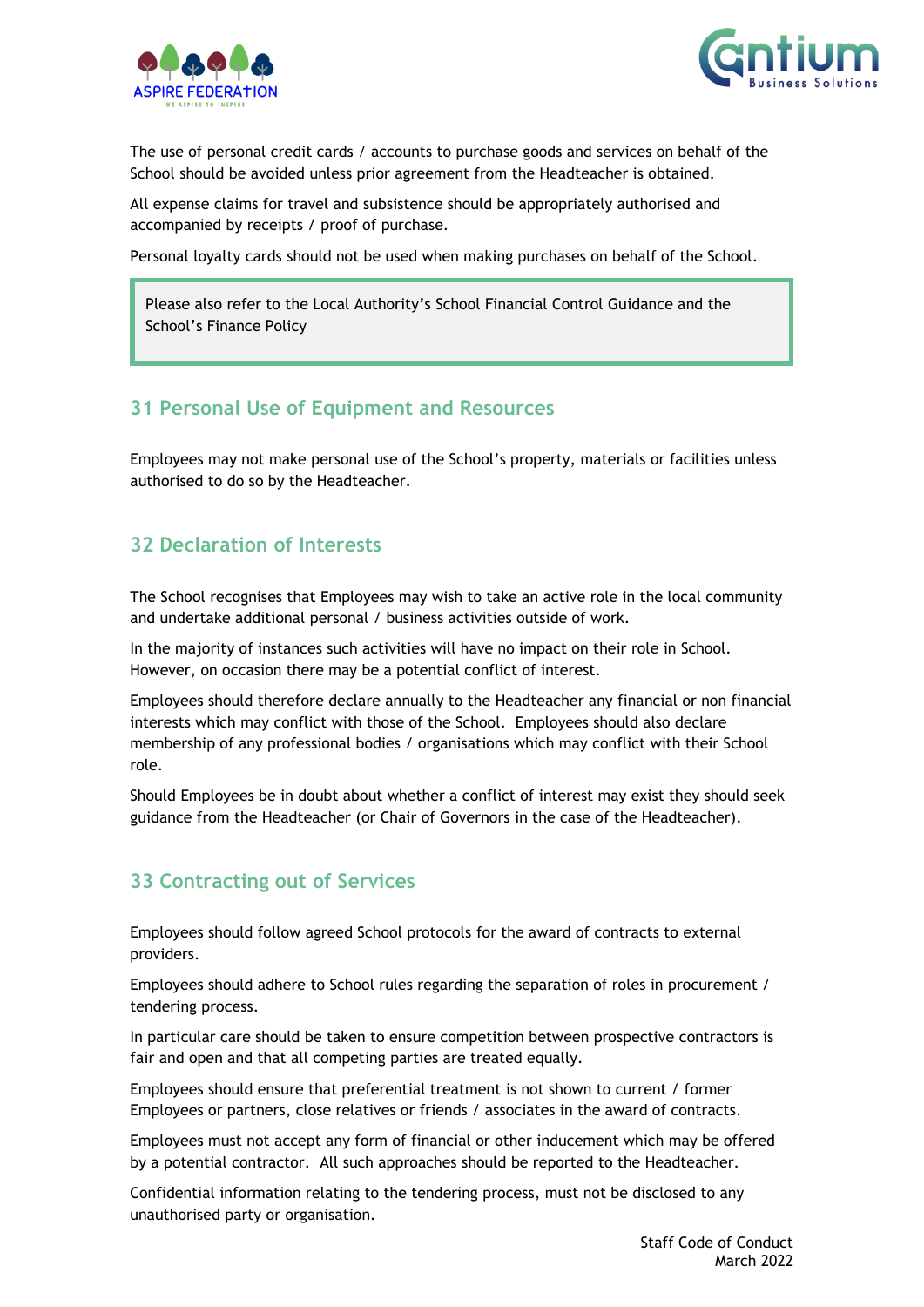The use of personal credit cards / accounts to purchase goods and services on behalf of the School should be avoided unless prior agreement from the Headteacher is obtained.

All expense claims for travel and subsistence should be appropriately authorised and accompanied by receipts / proof of purchase.

Personal loyalty cards should not be used when making purchases on behalf of the School.

> Please also refer to the Local Authority's School Financial Control Guidance and the School's Finance Policy

## 31 Personal Use of Equipment and Resources

Employees may not make personal use of the School's property, materials or facilities unless authorised to do so by the Headteacher.

## 32 Declaration of Interests

The School recognises that Employees may wish to take an active role in the local community and undertake additional personal / business activities outside of work.

In the majority of instances such activities will have no impact on their role in School. However, on occasion there may be a potential conflict of interest.

Employees should therefore declare annually to the Headteacher any financial or non financial interests which may conflict with those of the School. Employees should also declare membership of any professional bodies / organisations which may conflict with their School role.

Should Employees be in doubt about whether a conflict of interest may exist they should seek guidance from the Headteacher (or Chair of Governors in the case of the Headteacher).

## 33 Contracting out of Services

Employees should follow agreed School protocols for the award of contracts to external providers.

Employees should adhere to School rules regarding the separation of roles in procurement / tendering process.

In particular care should be taken to ensure competition between prospective contractors is fair and open and that all competing parties are treated equally.

Employees should ensure that preferential treatment is not shown to current / former Employees or partners, close relatives or friends / associates in the award of contracts.

Employees must not accept any form of financial or other inducement which may be offered by a potential contractor. All such approaches should be reported to the Headteacher.

Confidential information relating to the tendering process, must not be disclosed to any unauthorised party or organisation.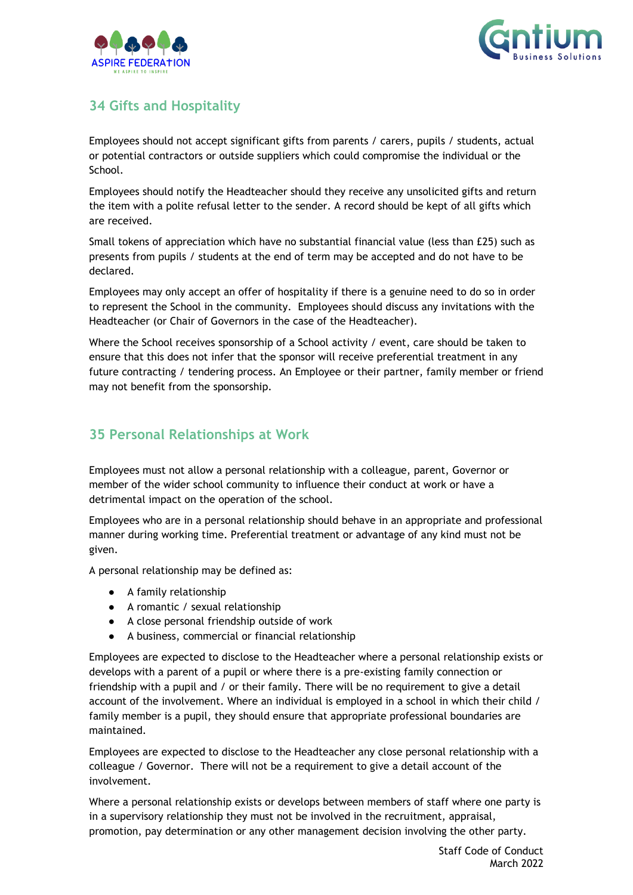## 34 Gifts and Hospitality

Employees should not accept significant gifts from parents / carers, pupils / students, actual or potential contractors or outside suppliers which could compromise the individual or the School.

Employees should notify the Headteacher should they receive any unsolicited gifts and return the item with a polite refusal letter to the sender. A record should be kept of all gifts which are received.

Small tokens of appreciation which have no substantial financial value (less than £25) such as presents from pupils / students at the end of term may be accepted and do not have to be declared.

Employees may only accept an offer of hospitality if there is a genuine need to do so in order to represent the School in the community. Employees should discuss any invitations with the Headteacher (or Chair of Governors in the case of the Headteacher).

Where the School receives sponsorship of a School activity / event, care should be taken to ensure that this does not infer that the sponsor will receive preferential treatment in any future contracting / tendering process. An Employee or their partner, family member or friend may not benefit from the sponsorship.

## 35 Personal Relationships at Work

Employees must not allow a personal relationship with a colleague, parent, Governor or member of the wider school community to influence their conduct at work or have a detrimental impact on the operation of the school.

Employees who are in a personal relationship should behave in an appropriate and professional manner during working time. Preferential treatment or advantage of any kind must not be given.

A personal relationship may be defined as:

- A family relationship
- A romantic / sexual relationship
- A close personal friendship outside of work
- A business, commercial or financial relationship

Employees are expected to disclose to the Headteacher where a personal relationship exists or develops with a parent of a pupil or where there is a pre-existing family connection or friendship with a pupil and / or their family. There will be no requirement to give a detail account of the involvement. Where an individual is employed in a school in which their child / family member is a pupil, they should ensure that appropriate professional boundaries are maintained.

Employees are expected to disclose to the Headteacher any close personal relationship with a colleague / Governor. There will not be a requirement to give a detail account of the involvement.

Where a personal relationship exists or develops between members of staff where one party is in a supervisory relationship they must not be involved in the recruitment, appraisal, promotion, pay determination or any other management decision involving the other party.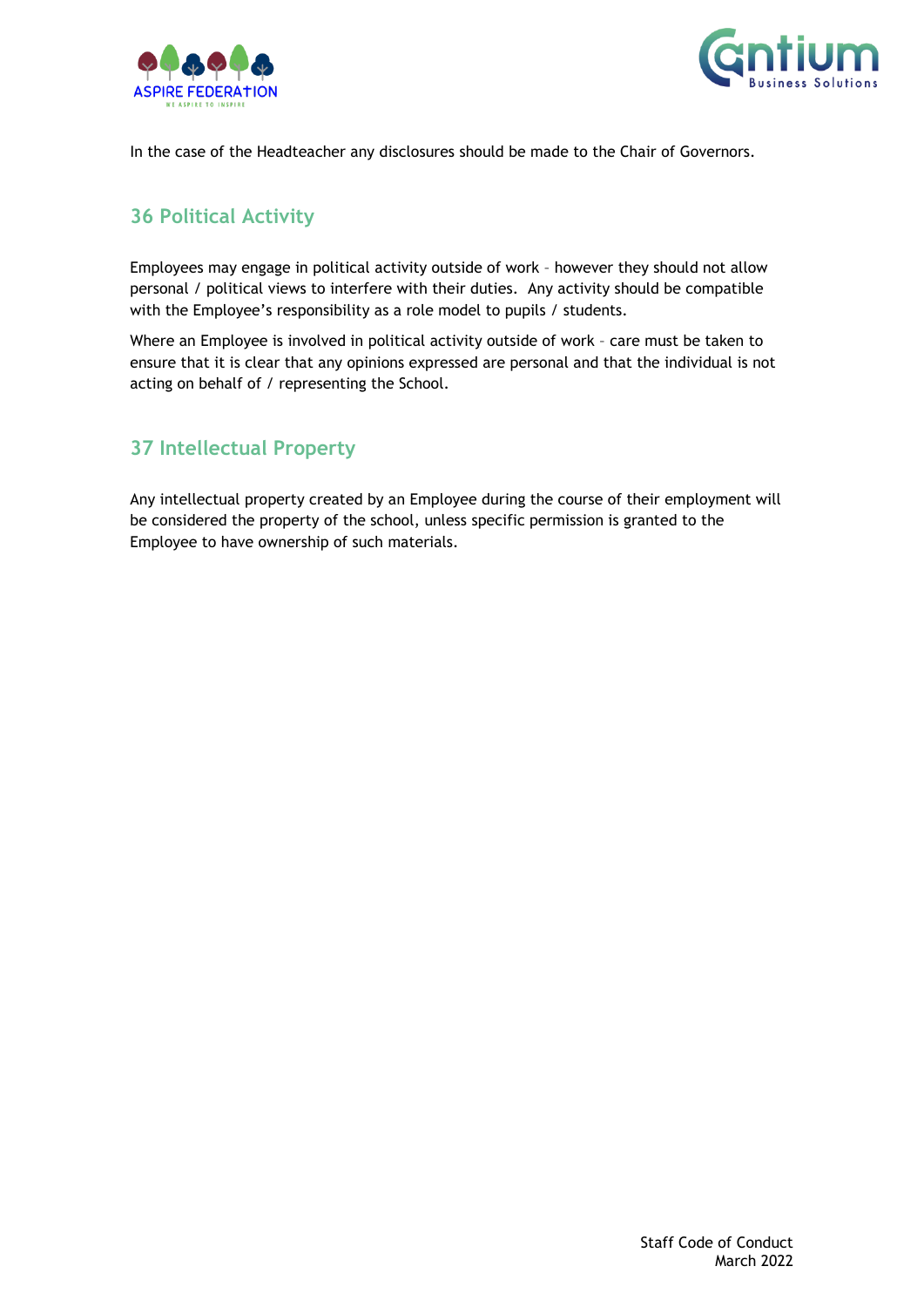In the case of the Headteacher any disclosures should be made to the Chair of Governors.

## 36 Political Activity

Employees may engage in political activity outside of work – however they should not allow personal / political views to interfere with their duties. Any activity should be compatible with the Employee's responsibility as a role model to pupils / students.

Where an Employee is involved in political activity outside of work – care must be taken to ensure that it is clear that any opinions expressed are personal and that the individual is not acting on behalf of / representing the School.

## 37 Intellectual Property

Any intellectual property created by an Employee during the course of their employment will be considered the property of the school, unless specific permission is granted to the Employee to have ownership of such materials.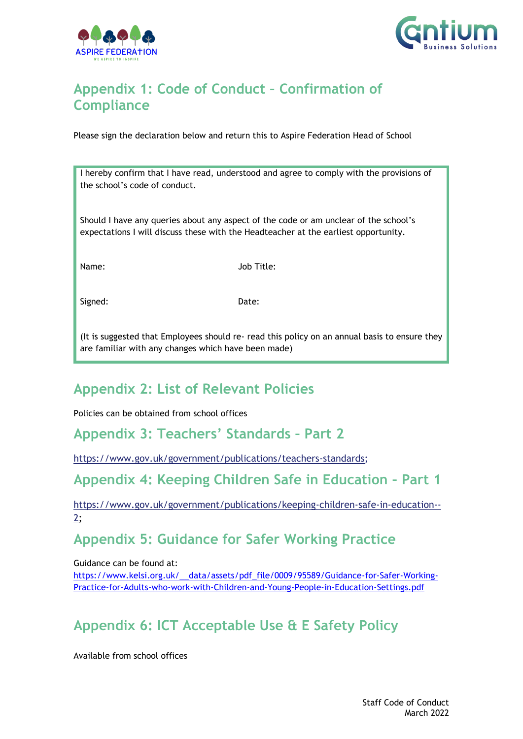## Appendix 1: Code of Conduct - Confirmation of Compliance

Please sign the declaration below and return this to Aspire Federation Head of School

I hereby confirm that I have read, understood and agree to comply with the provisions of the school's code of conduct.

Should I have any queries about any aspect of the code or am unclear of the school's expectations I will discuss these with the Headteacher at the earliest opportunity.

Name: Job Title:

Signed: Date:

(It is suggested that Employees should re- read this policy on an annual basis to ensure they are familiar with any changes which have been made)

## Appendix 2: List of Relevant Policies

Policies can be obtained from school offices

## Appendix 3: Teachers' Standards - Part 2

https://www.gov.uk/government/publications/teachers-standards;

## Appendix 4: Keeping Children Safe in Education - Part 1

https://www.gov.uk/government/publications/keeping-children-safe-in-education--2;

## Appendix 5: Guidance for Safer Working Practice

Guidance can be found at:
https://www.kelsi.org.uk/__data/assets/pdf_file/0009/95589/Guidance-for-Safer-Working-Practice-for-Adults-who-work-with-Children-and-Young-People-in-Education-Settings.pdf

## Appendix 6: ICT Acceptable Use & E Safety Policy

Available from school offices